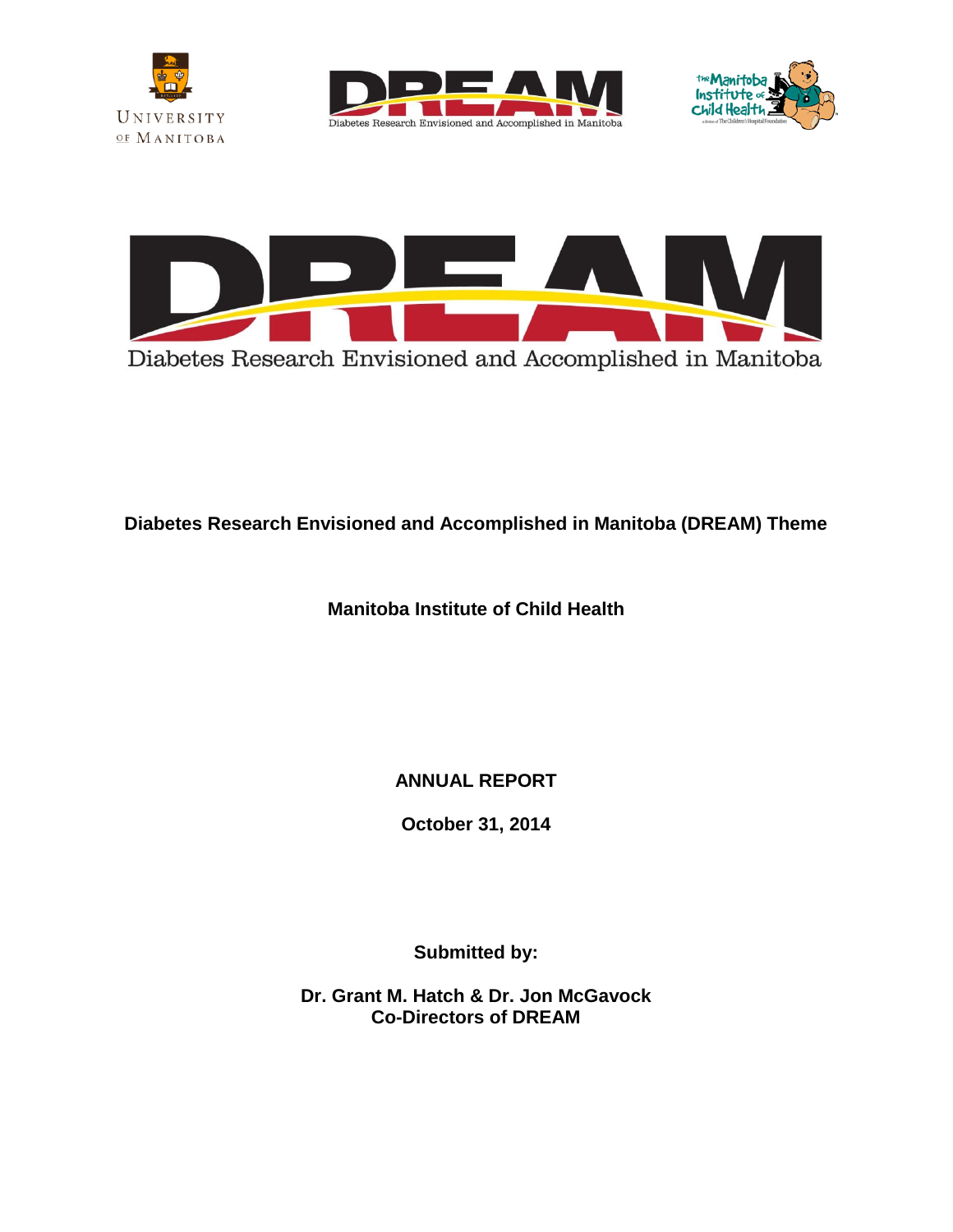UNIVERSITY OF MANITOBA

DREAM
Diabetes Research Envisioned and Accomplished in Manitoba

The Manitoba Institute of Child Health

# DREAM

Diabetes Research Envisioned and Accomplished in Manitoba

**Diabetes Research Envisioned and Accomplished in Manitoba (DREAM) Theme**

**Manitoba Institute of Child Health**

**ANNUAL REPORT**

**October 31, 2014**

**Submitted by:**

**Dr. Grant M. Hatch & Dr. Jon McGavock**
**Co-Directors of DREAM**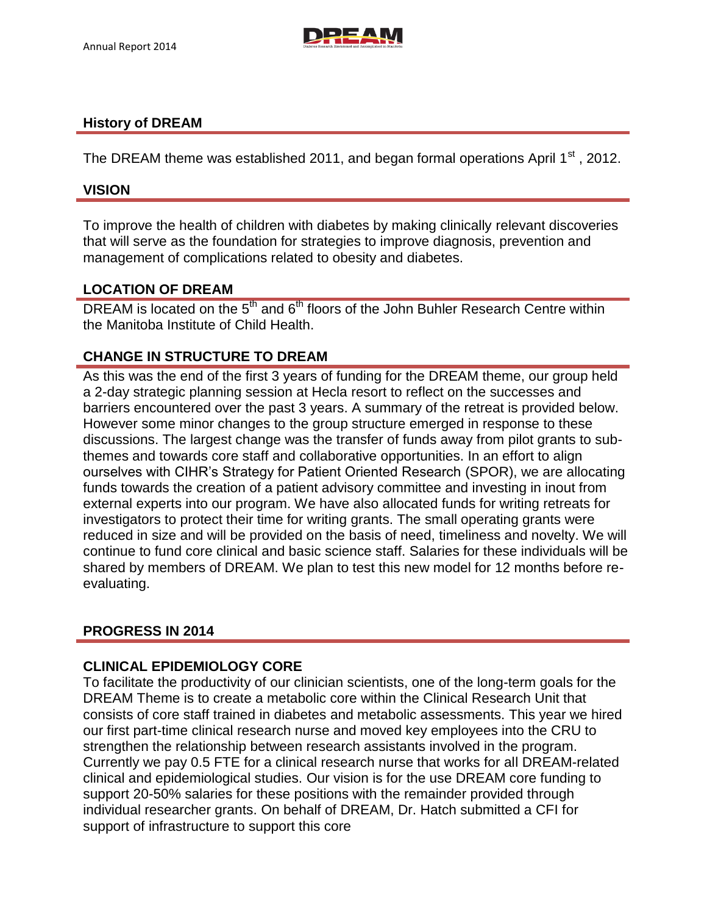## History of DREAM

The DREAM theme was established 2011, and began formal operations April 1st , 2012.

## VISION

To improve the health of children with diabetes by making clinically relevant discoveries that will serve as the foundation for strategies to improve diagnosis, prevention and management of complications related to obesity and diabetes.

## LOCATION OF DREAM

DREAM is located on the 5th and 6th floors of the John Buhler Research Centre within the Manitoba Institute of Child Health.

## CHANGE IN STRUCTURE TO DREAM

As this was the end of the first 3 years of funding for the DREAM theme, our group held a 2-day strategic planning session at Hecla resort to reflect on the successes and barriers encountered over the past 3 years. A summary of the retreat is provided below. However some minor changes to the group structure emerged in response to these discussions. The largest change was the transfer of funds away from pilot grants to sub-themes and towards core staff and collaborative opportunities. In an effort to align ourselves with CIHR's Strategy for Patient Oriented Research (SPOR), we are allocating funds towards the creation of a patient advisory committee and investing in inout from external experts into our program. We have also allocated funds for writing retreats for investigators to protect their time for writing grants. The small operating grants were reduced in size and will be provided on the basis of need, timeliness and novelty. We will continue to fund core clinical and basic science staff. Salaries for these individuals will be shared by members of DREAM. We plan to test this new model for 12 months before re-evaluating.

## PROGRESS IN 2014

### CLINICAL EPIDEMIOLOGY CORE

To facilitate the productivity of our clinician scientists, one of the long-term goals for the DREAM Theme is to create a metabolic core within the Clinical Research Unit that consists of core staff trained in diabetes and metabolic assessments. This year we hired our first part-time clinical research nurse and moved key employees into the CRU to strengthen the relationship between research assistants involved in the program. Currently we pay 0.5 FTE for a clinical research nurse that works for all DREAM-related clinical and epidemiological studies. Our vision is for the use DREAM core funding to support 20-50% salaries for these positions with the remainder provided through individual researcher grants. On behalf of DREAM, Dr. Hatch submitted a CFI for support of infrastructure to support this core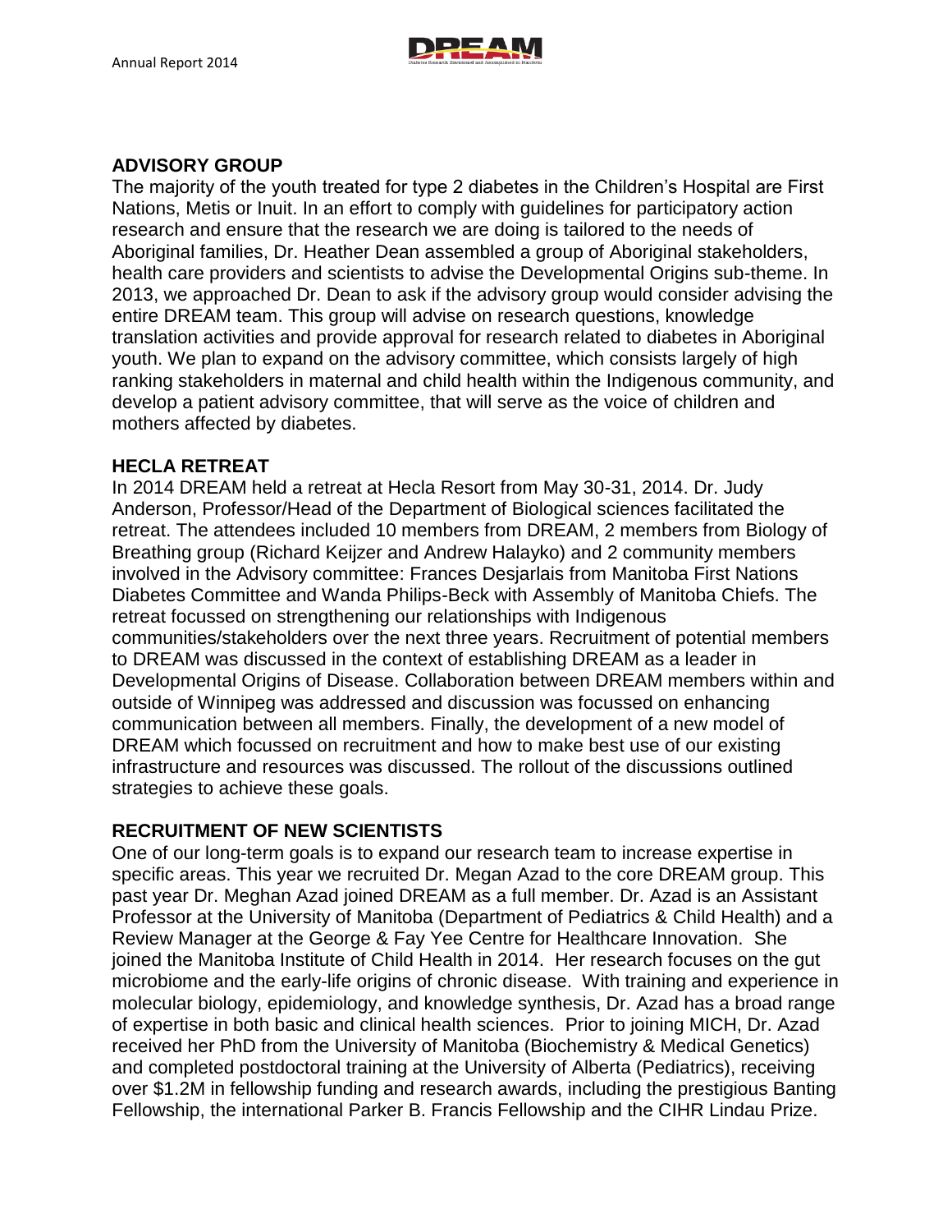## ADVISORY GROUP

The majority of the youth treated for type 2 diabetes in the Children's Hospital are First Nations, Metis or Inuit. In an effort to comply with guidelines for participatory action research and ensure that the research we are doing is tailored to the needs of Aboriginal families, Dr. Heather Dean assembled a group of Aboriginal stakeholders, health care providers and scientists to advise the Developmental Origins sub-theme. In 2013, we approached Dr. Dean to ask if the advisory group would consider advising the entire DREAM team. This group will advise on research questions, knowledge translation activities and provide approval for research related to diabetes in Aboriginal youth. We plan to expand on the advisory committee, which consists largely of high ranking stakeholders in maternal and child health within the Indigenous community, and develop a patient advisory committee, that will serve as the voice of children and mothers affected by diabetes.

## HECLA RETREAT

In 2014 DREAM held a retreat at Hecla Resort from May 30-31, 2014. Dr. Judy Anderson, Professor/Head of the Department of Biological sciences facilitated the retreat. The attendees included 10 members from DREAM, 2 members from Biology of Breathing group (Richard Keijzer and Andrew Halayko) and 2 community members involved in the Advisory committee: Frances Desjarlais from Manitoba First Nations Diabetes Committee and Wanda Philips-Beck with Assembly of Manitoba Chiefs. The retreat focussed on strengthening our relationships with Indigenous communities/stakeholders over the next three years. Recruitment of potential members to DREAM was discussed in the context of establishing DREAM as a leader in Developmental Origins of Disease. Collaboration between DREAM members within and outside of Winnipeg was addressed and discussion was focussed on enhancing communication between all members. Finally, the development of a new model of DREAM which focussed on recruitment and how to make best use of our existing infrastructure and resources was discussed. The rollout of the discussions outlined strategies to achieve these goals.

## RECRUITMENT OF NEW SCIENTISTS

One of our long-term goals is to expand our research team to increase expertise in specific areas. This year we recruited Dr. Megan Azad to the core DREAM group. This past year Dr. Meghan Azad joined DREAM as a full member. Dr. Azad is an Assistant Professor at the University of Manitoba (Department of Pediatrics & Child Health) and a Review Manager at the George & Fay Yee Centre for Healthcare Innovation. She joined the Manitoba Institute of Child Health in 2014. Her research focuses on the gut microbiome and the early-life origins of chronic disease. With training and experience in molecular biology, epidemiology, and knowledge synthesis, Dr. Azad has a broad range of expertise in both basic and clinical health sciences. Prior to joining MICH, Dr. Azad received her PhD from the University of Manitoba (Biochemistry & Medical Genetics) and completed postdoctoral training at the University of Alberta (Pediatrics), receiving over $1.2M in fellowship funding and research awards, including the prestigious Banting Fellowship, the international Parker B. Francis Fellowship and the CIHR Lindau Prize.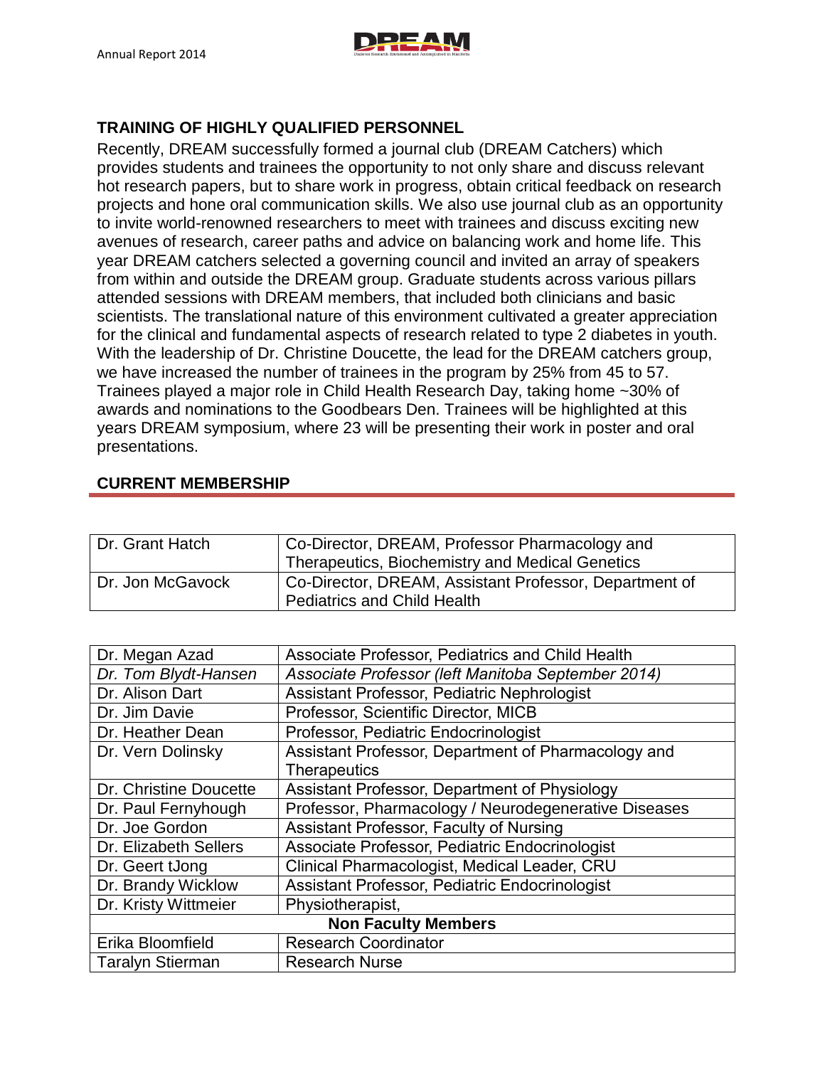## TRAINING OF HIGHLY QUALIFIED PERSONNEL

Recently, DREAM successfully formed a journal club (DREAM Catchers) which provides students and trainees the opportunity to not only share and discuss relevant hot research papers, but to share work in progress, obtain critical feedback on research projects and hone oral communication skills. We also use journal club as an opportunity to invite world-renowned researchers to meet with trainees and discuss exciting new avenues of research, career paths and advice on balancing work and home life. This year DREAM catchers selected a governing council and invited an array of speakers from within and outside the DREAM group. Graduate students across various pillars attended sessions with DREAM members, that included both clinicians and basic scientists. The translational nature of this environment cultivated a greater appreciation for the clinical and fundamental aspects of research related to type 2 diabetes in youth. With the leadership of Dr. Christine Doucette, the lead for the DREAM catchers group, we have increased the number of trainees in the program by 25% from 45 to 57. Trainees played a major role in Child Health Research Day, taking home ~30% of awards and nominations to the Goodbears Den. Trainees will be highlighted at this years DREAM symposium, where 23 will be presenting their work in poster and oral presentations.

## CURRENT MEMBERSHIP

| | |
|---|---|
| Dr. Grant Hatch | Co-Director, DREAM, Professor Pharmacology and Therapeutics, Biochemistry and Medical Genetics |
| Dr. Jon McGavock | Co-Director, DREAM, Assistant Professor, Department of Pediatrics and Child Health |

| | |
|---|---|
| Dr. Megan Azad | Associate Professor, Pediatrics and Child Health |
| *Dr. Tom Blydt-Hansen* | *Associate Professor (left Manitoba September 2014)* |
| Dr. Alison Dart | Assistant Professor, Pediatric Nephrologist |
| Dr. Jim Davie | Professor, Scientific Director, MICB |
| Dr. Heather Dean | Professor, Pediatric Endocrinologist |
| Dr. Vern Dolinsky | Assistant Professor, Department of Pharmacology and Therapeutics |
| Dr. Christine Doucette | Assistant Professor, Department of Physiology |
| Dr. Paul Fernyhough | Professor, Pharmacology / Neurodegenerative Diseases |
| Dr. Joe Gordon | Assistant Professor, Faculty of Nursing |
| Dr. Elizabeth Sellers | Associate Professor, Pediatric Endocrinologist |
| Dr. Geert tJong | Clinical Pharmacologist, Medical Leader, CRU |
| Dr. Brandy Wicklow | Assistant Professor, Pediatric Endocrinologist |
| Dr. Kristy Wittmeier | Physiotherapist, |
| **Non Faculty Members** | |
| Erika Bloomfield | Research Coordinator |
| Taralyn Stierman | Research Nurse |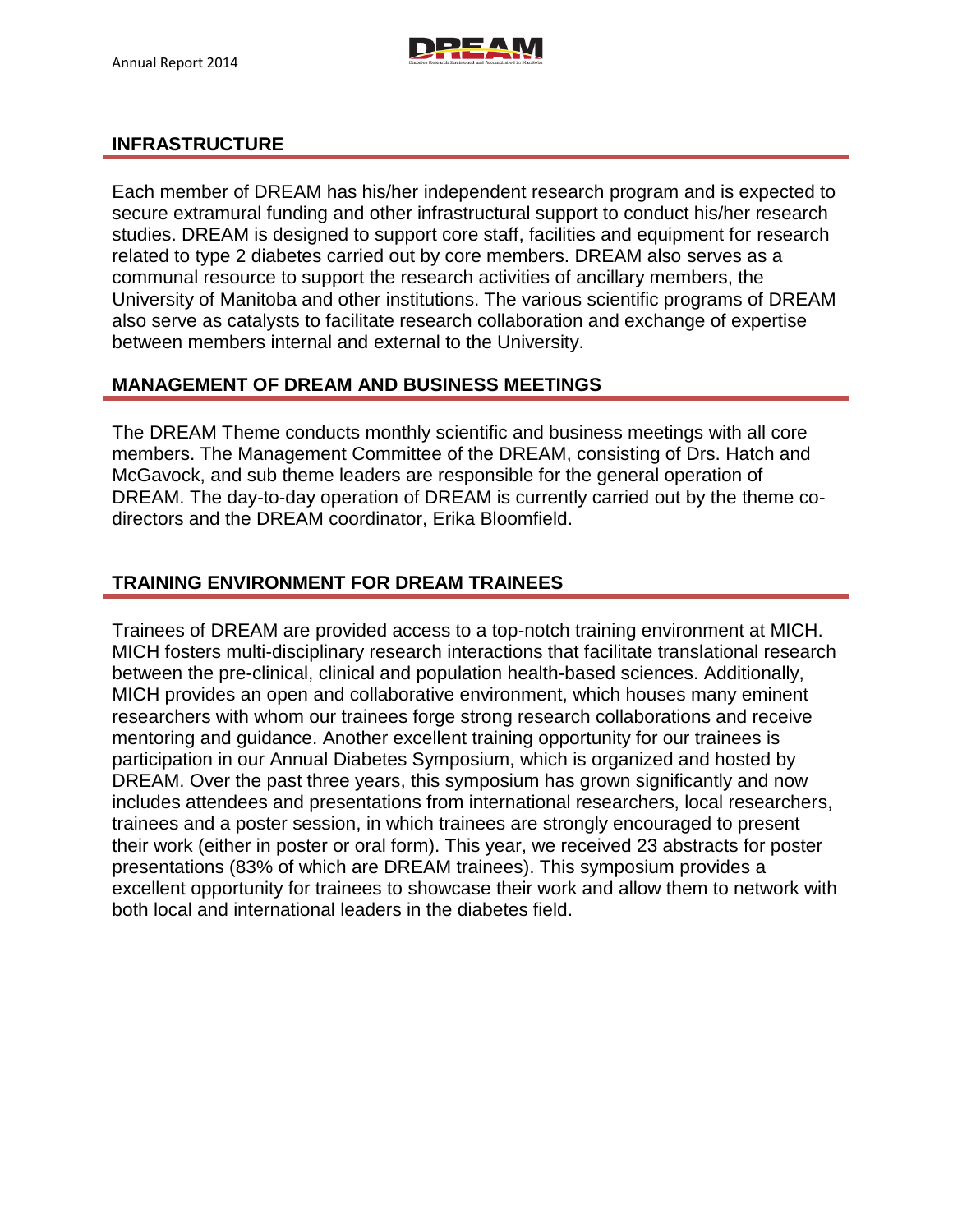## INFRASTRUCTURE

Each member of DREAM has his/her independent research program and is expected to secure extramural funding and other infrastructural support to conduct his/her research studies. DREAM is designed to support core staff, facilities and equipment for research related to type 2 diabetes carried out by core members. DREAM also serves as a communal resource to support the research activities of ancillary members, the University of Manitoba and other institutions. The various scientific programs of DREAM also serve as catalysts to facilitate research collaboration and exchange of expertise between members internal and external to the University.

## MANAGEMENT OF DREAM AND BUSINESS MEETINGS

The DREAM Theme conducts monthly scientific and business meetings with all core members. The Management Committee of the DREAM, consisting of Drs. Hatch and McGavock, and sub theme leaders are responsible for the general operation of DREAM. The day-to-day operation of DREAM is currently carried out by the theme co-directors and the DREAM coordinator, Erika Bloomfield.

## TRAINING ENVIRONMENT FOR DREAM TRAINEES

Trainees of DREAM are provided access to a top-notch training environment at MICH. MICH fosters multi-disciplinary research interactions that facilitate translational research between the pre-clinical, clinical and population health-based sciences. Additionally, MICH provides an open and collaborative environment, which houses many eminent researchers with whom our trainees forge strong research collaborations and receive mentoring and guidance. Another excellent training opportunity for our trainees is participation in our Annual Diabetes Symposium, which is organized and hosted by DREAM. Over the past three years, this symposium has grown significantly and now includes attendees and presentations from international researchers, local researchers, trainees and a poster session, in which trainees are strongly encouraged to present their work (either in poster or oral form). This year, we received 23 abstracts for poster presentations (83% of which are DREAM trainees). This symposium provides a excellent opportunity for trainees to showcase their work and allow them to network with both local and international leaders in the diabetes field.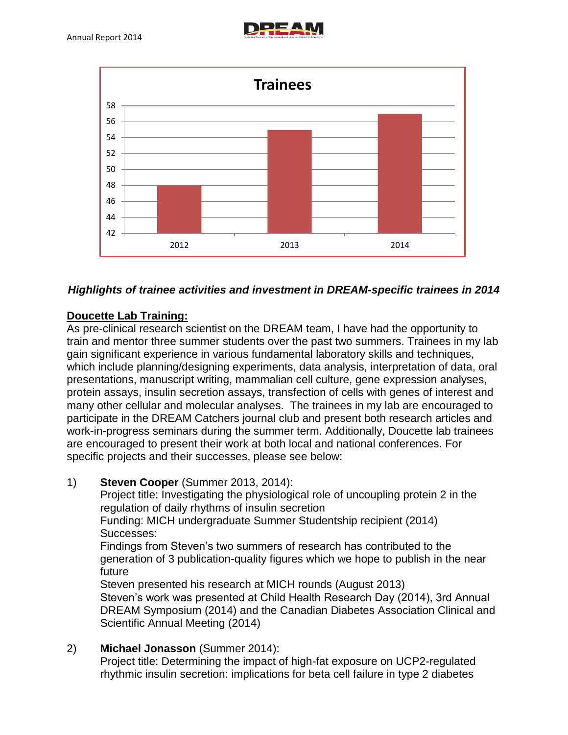**Trainees**

| Year | Trainees |
| --- | --- |
| 2012 | 48 |
| 2013 | 55 |
| 2014 | 57 |

### *Highlights of trainee activities and investment in DREAM-specific trainees in 2014*

**<u>Doucette Lab Training:</u>**

As pre-clinical research scientist on the DREAM team, I have had the opportunity to train and mentor three summer students over the past two summers. Trainees in my lab gain significant experience in various fundamental laboratory skills and techniques, which include planning/designing experiments, data analysis, interpretation of data, oral presentations, manuscript writing, mammalian cell culture, gene expression analyses, protein assays, insulin secretion assays, transfection of cells with genes of interest and many other cellular and molecular analyses. The trainees in my lab are encouraged to participate in the DREAM Catchers journal club and present both research articles and work-in-progress seminars during the summer term. Additionally, Doucette lab trainees are encouraged to present their work at both local and national conferences. For specific projects and their successes, please see below:

1) **Steven Cooper** (Summer 2013, 2014):
   Project title: Investigating the physiological role of uncoupling protein 2 in the regulation of daily rhythms of insulin secretion
   Funding: MICH undergraduate Summer Studentship recipient (2014)
   Successes:
   Findings from Steven's two summers of research has contributed to the generation of 3 publication-quality figures which we hope to publish in the near future
   Steven presented his research at MICH rounds (August 2013)
   Steven's work was presented at Child Health Research Day (2014), 3rd Annual DREAM Symposium (2014) and the Canadian Diabetes Association Clinical and Scientific Annual Meeting (2014)

2) **Michael Jonasson** (Summer 2014):
   Project title: Determining the impact of high-fat exposure on UCP2-regulated rhythmic insulin secretion: implications for beta cell failure in type 2 diabetes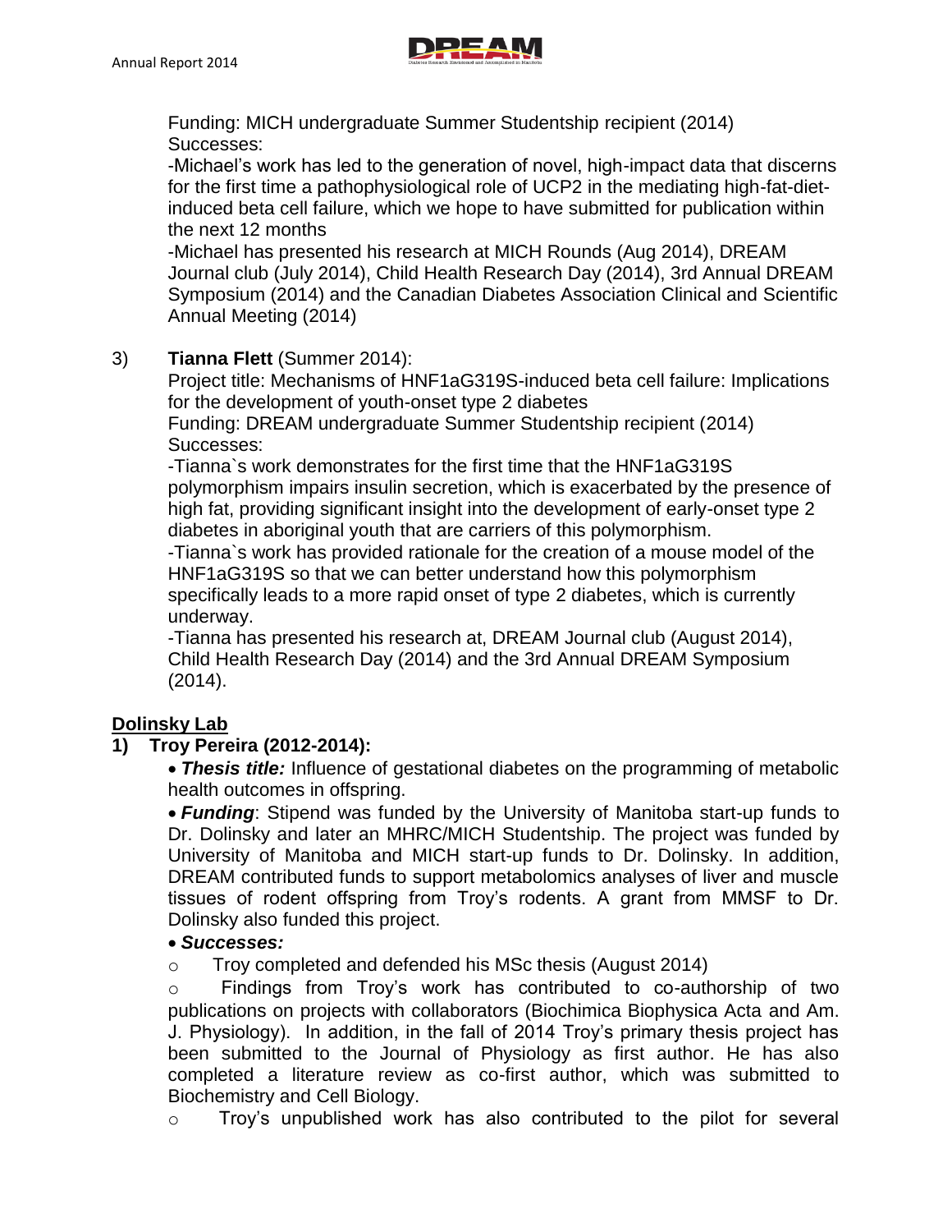Funding: MICH undergraduate Summer Studentship recipient (2014)
Successes:
-Michael's work has led to the generation of novel, high-impact data that discerns for the first time a pathophysiological role of UCP2 in the mediating high-fat-diet-induced beta cell failure, which we hope to have submitted for publication within the next 12 months
-Michael has presented his research at MICH Rounds (Aug 2014), DREAM Journal club (July 2014), Child Health Research Day (2014), 3rd Annual DREAM Symposium (2014) and the Canadian Diabetes Association Clinical and Scientific Annual Meeting (2014)

3) **Tianna Flett** (Summer 2014):
Project title: Mechanisms of HNF1aG319S-induced beta cell failure: Implications for the development of youth-onset type 2 diabetes
Funding: DREAM undergraduate Summer Studentship recipient (2014)
Successes:
-Tianna`s work demonstrates for the first time that the HNF1aG319S polymorphism impairs insulin secretion, which is exacerbated by the presence of high fat, providing significant insight into the development of early-onset type 2 diabetes in aboriginal youth that are carriers of this polymorphism.
-Tianna`s work has provided rationale for the creation of a mouse model of the HNF1aG319S so that we can better understand how this polymorphism specifically leads to a more rapid onset of type 2 diabetes, which is currently underway.
-Tianna has presented his research at, DREAM Journal club (August 2014), Child Health Research Day (2014) and the 3rd Annual DREAM Symposium (2014).

**Dolinsky Lab**

**1) Troy Pereira (2012-2014):**

- ***Thesis title:*** Influence of gestational diabetes on the programming of metabolic health outcomes in offspring.
- ***Funding***: Stipend was funded by the University of Manitoba start-up funds to Dr. Dolinsky and later an MHRC/MICH Studentship. The project was funded by University of Manitoba and MICH start-up funds to Dr. Dolinsky. In addition, DREAM contributed funds to support metabolomics analyses of liver and muscle tissues of rodent offspring from Troy's rodents. A grant from MMSF to Dr. Dolinsky also funded this project.
- ***Successes:***
  - Troy completed and defended his MSc thesis (August 2014)
  - Findings from Troy's work has contributed to co-authorship of two publications on projects with collaborators (Biochimica Biophysica Acta and Am. J. Physiology). In addition, in the fall of 2014 Troy's primary thesis project has been submitted to the Journal of Physiology as first author. He has also completed a literature review as co-first author, which was submitted to Biochemistry and Cell Biology.
  - Troy's unpublished work has also contributed to the pilot for several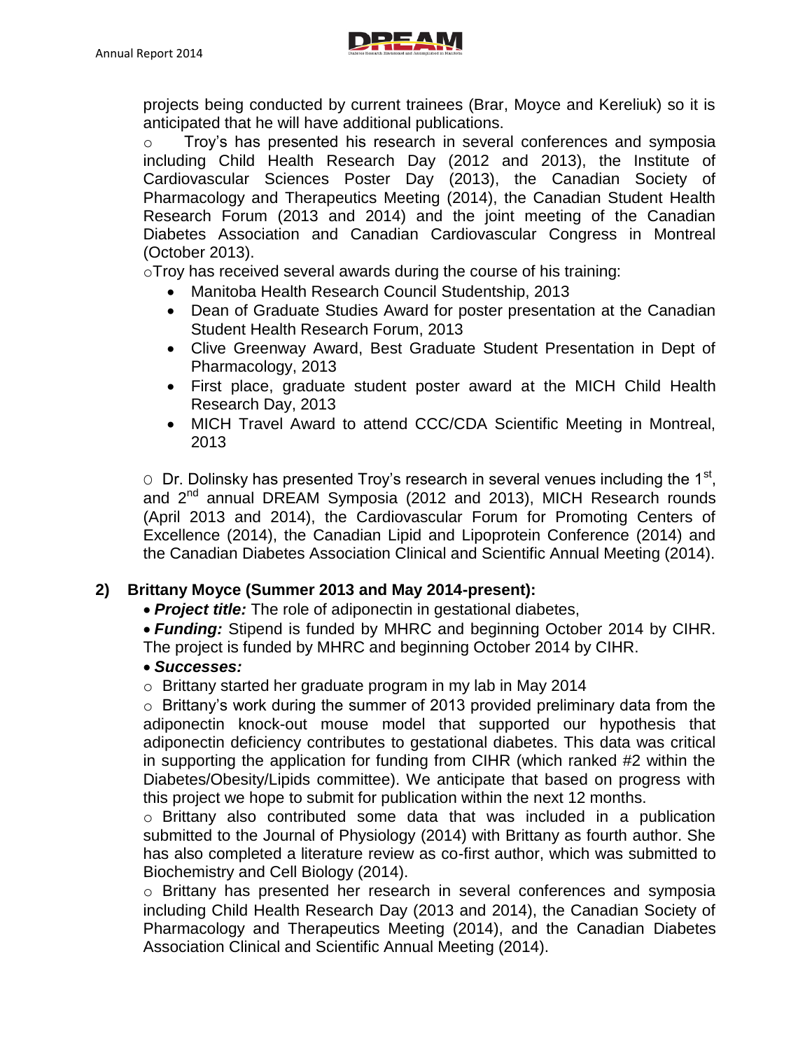projects being conducted by current trainees (Brar, Moyce and Kereliuk) so it is anticipated that he will have additional publications.

- Troy's has presented his research in several conferences and symposia including Child Health Research Day (2012 and 2013), the Institute of Cardiovascular Sciences Poster Day (2013), the Canadian Society of Pharmacology and Therapeutics Meeting (2014), the Canadian Student Health Research Forum (2013 and 2014) and the joint meeting of the Canadian Diabetes Association and Canadian Cardiovascular Congress in Montreal (October 2013).
- Troy has received several awards during the course of his training:
  - Manitoba Health Research Council Studentship, 2013
  - Dean of Graduate Studies Award for poster presentation at the Canadian Student Health Research Forum, 2013
  - Clive Greenway Award, Best Graduate Student Presentation in Dept of Pharmacology, 2013
  - First place, graduate student poster award at the MICH Child Health Research Day, 2013
  - MICH Travel Award to attend CCC/CDA Scientific Meeting in Montreal, 2013

- Dr. Dolinsky has presented Troy's research in several venues including the 1st, and 2nd annual DREAM Symposia (2012 and 2013), MICH Research rounds (April 2013 and 2014), the Cardiovascular Forum for Promoting Centers of Excellence (2014), the Canadian Lipid and Lipoprotein Conference (2014) and the Canadian Diabetes Association Clinical and Scientific Annual Meeting (2014).

**2) Brittany Moyce (Summer 2013 and May 2014-present):**

- ***Project title:*** The role of adiponectin in gestational diabetes,
- ***Funding:*** Stipend is funded by MHRC and beginning October 2014 by CIHR. The project is funded by MHRC and beginning October 2014 by CIHR.
- ***Successes:***
  - Brittany started her graduate program in my lab in May 2014
  - Brittany's work during the summer of 2013 provided preliminary data from the adiponectin knock-out mouse model that supported our hypothesis that adiponectin deficiency contributes to gestational diabetes. This data was critical in supporting the application for funding from CIHR (which ranked #2 within the Diabetes/Obesity/Lipids committee). We anticipate that based on progress with this project we hope to submit for publication within the next 12 months.
  - Brittany also contributed some data that was included in a publication submitted to the Journal of Physiology (2014) with Brittany as fourth author. She has also completed a literature review as co-first author, which was submitted to Biochemistry and Cell Biology (2014).
  - Brittany has presented her research in several conferences and symposia including Child Health Research Day (2013 and 2014), the Canadian Society of Pharmacology and Therapeutics Meeting (2014), and the Canadian Diabetes Association Clinical and Scientific Annual Meeting (2014).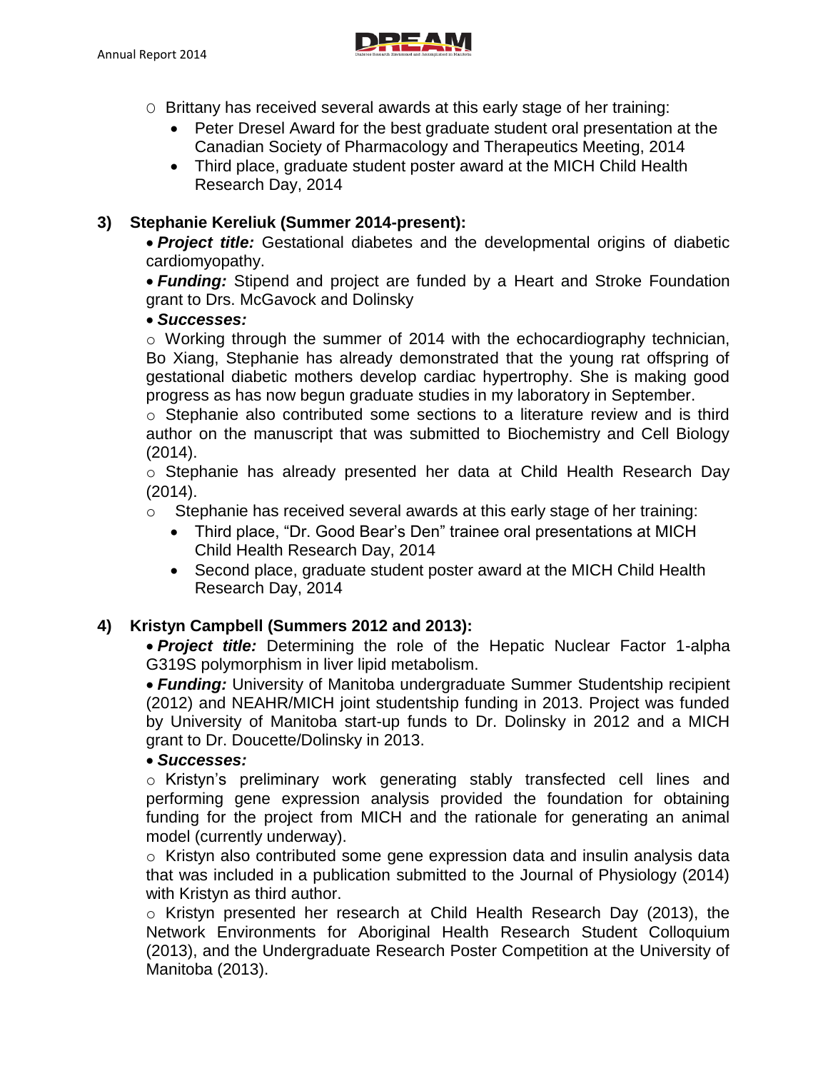- Brittany has received several awards at this early stage of her training:
  - Peter Dresel Award for the best graduate student oral presentation at the Canadian Society of Pharmacology and Therapeutics Meeting, 2014
  - Third place, graduate student poster award at the MICH Child Health Research Day, 2014

**3) Stephanie Kereliuk (Summer 2014-present):**

- ***Project title:*** Gestational diabetes and the developmental origins of diabetic cardiomyopathy.
- ***Funding:*** Stipend and project are funded by a Heart and Stroke Foundation grant to Drs. McGavock and Dolinsky
- ***Successes:***
  - Working through the summer of 2014 with the echocardiography technician, Bo Xiang, Stephanie has already demonstrated that the young rat offspring of gestational diabetic mothers develop cardiac hypertrophy. She is making good progress as has now begun graduate studies in my laboratory in September.
  - Stephanie also contributed some sections to a literature review and is third author on the manuscript that was submitted to Biochemistry and Cell Biology (2014).
  - Stephanie has already presented her data at Child Health Research Day (2014).
  - Stephanie has received several awards at this early stage of her training:
    - Third place, "Dr. Good Bear's Den" trainee oral presentations at MICH Child Health Research Day, 2014
    - Second place, graduate student poster award at the MICH Child Health Research Day, 2014

**4) Kristyn Campbell (Summers 2012 and 2013):**

- ***Project title:*** Determining the role of the Hepatic Nuclear Factor 1-alpha G319S polymorphism in liver lipid metabolism.
- ***Funding:*** University of Manitoba undergraduate Summer Studentship recipient (2012) and NEAHR/MICH joint studentship funding in 2013. Project was funded by University of Manitoba start-up funds to Dr. Dolinsky in 2012 and a MICH grant to Dr. Doucette/Dolinsky in 2013.
- ***Successes:***
  - Kristyn's preliminary work generating stably transfected cell lines and performing gene expression analysis provided the foundation for obtaining funding for the project from MICH and the rationale for generating an animal model (currently underway).
  - Kristyn also contributed some gene expression data and insulin analysis data that was included in a publication submitted to the Journal of Physiology (2014) with Kristyn as third author.
  - Kristyn presented her research at Child Health Research Day (2013), the Network Environments for Aboriginal Health Research Student Colloquium (2013), and the Undergraduate Research Poster Competition at the University of Manitoba (2013).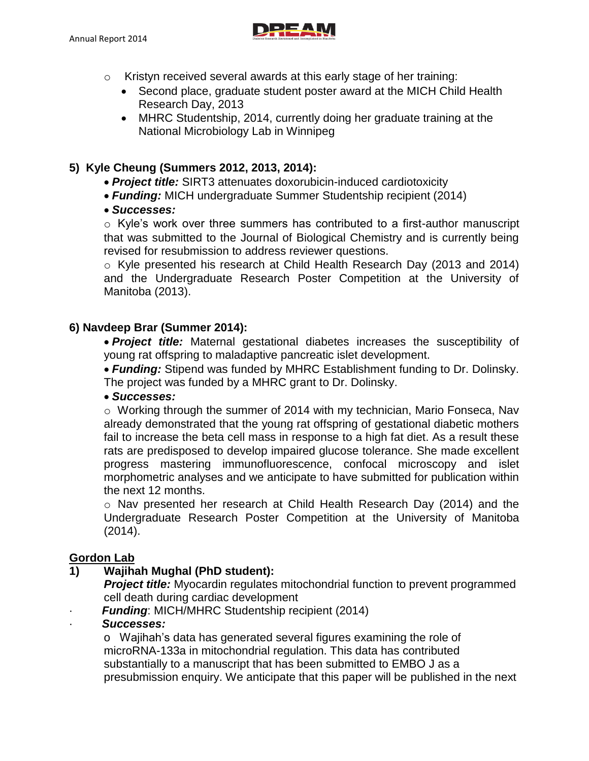- Kristyn received several awards at this early stage of her training:
  - Second place, graduate student poster award at the MICH Child Health Research Day, 2013
  - MHRC Studentship, 2014, currently doing her graduate training at the National Microbiology Lab in Winnipeg

**5) Kyle Cheung (Summers 2012, 2013, 2014):**

- ***Project title:*** SIRT3 attenuates doxorubicin-induced cardiotoxicity
- ***Funding:*** MICH undergraduate Summer Studentship recipient (2014)
- ***Successes:***
  - Kyle's work over three summers has contributed to a first-author manuscript that was submitted to the Journal of Biological Chemistry and is currently being revised for resubmission to address reviewer questions.
  - Kyle presented his research at Child Health Research Day (2013 and 2014) and the Undergraduate Research Poster Competition at the University of Manitoba (2013).

**6) Navdeep Brar (Summer 2014):**

- ***Project title:*** Maternal gestational diabetes increases the susceptibility of young rat offspring to maladaptive pancreatic islet development.
- ***Funding:*** Stipend was funded by MHRC Establishment funding to Dr. Dolinsky. The project was funded by a MHRC grant to Dr. Dolinsky.
- ***Successes:***
  - Working through the summer of 2014 with my technician, Mario Fonseca, Nav already demonstrated that the young rat offspring of gestational diabetic mothers fail to increase the beta cell mass in response to a high fat diet. As a result these rats are predisposed to develop impaired glucose tolerance. She made excellent progress mastering immunofluorescence, confocal microscopy and islet morphometric analyses and we anticipate to have submitted for publication within the next 12 months.
  - Nav presented her research at Child Health Research Day (2014) and the Undergraduate Research Poster Competition at the University of Manitoba (2014).

**Gordon Lab**

**1) Wajihah Mughal (PhD student):**

***Project title:*** Myocardin regulates mitochondrial function to prevent programmed cell death during cardiac development

- ***Funding***: MICH/MHRC Studentship recipient (2014)
- ***Successes:***
  - Wajihah's data has generated several figures examining the role of microRNA-133a in mitochondrial regulation. This data has contributed substantially to a manuscript that has been submitted to EMBO J as a presubmission enquiry. We anticipate that this paper will be published in the next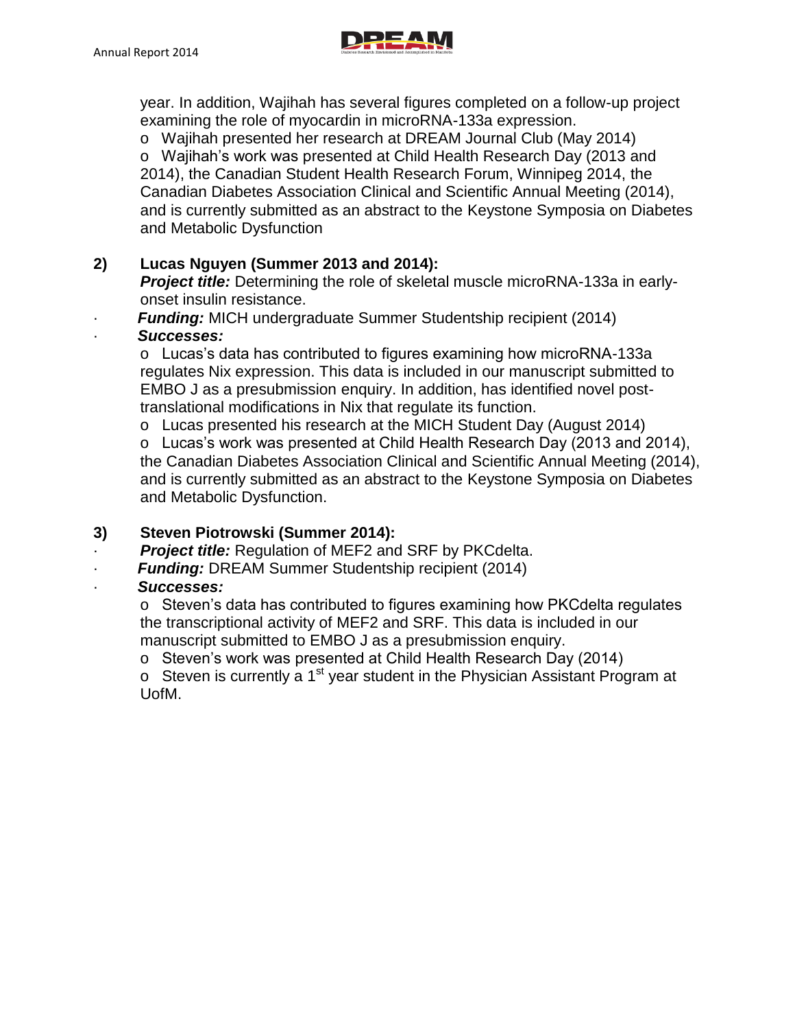year. In addition, Wajihah has several figures completed on a follow-up project examining the role of myocardin in microRNA-133a expression.

- Wajihah presented her research at DREAM Journal Club (May 2014)
- Wajihah's work was presented at Child Health Research Day (2013 and 2014), the Canadian Student Health Research Forum, Winnipeg 2014, the Canadian Diabetes Association Clinical and Scientific Annual Meeting (2014), and is currently submitted as an abstract to the Keystone Symposia on Diabetes and Metabolic Dysfunction

**2) Lucas Nguyen (Summer 2013 and 2014):**

***Project title:*** Determining the role of skeletal muscle microRNA-133a in early-onset insulin resistance.

- ***Funding:*** MICH undergraduate Summer Studentship recipient (2014)
- ***Successes:***
  - Lucas's data has contributed to figures examining how microRNA-133a regulates Nix expression. This data is included in our manuscript submitted to EMBO J as a presubmission enquiry. In addition, has identified novel post-translational modifications in Nix that regulate its function.
  - Lucas presented his research at the MICH Student Day (August 2014)
  - Lucas's work was presented at Child Health Research Day (2013 and 2014), the Canadian Diabetes Association Clinical and Scientific Annual Meeting (2014), and is currently submitted as an abstract to the Keystone Symposia on Diabetes and Metabolic Dysfunction.

**3) Steven Piotrowski (Summer 2014):**

- ***Project title:*** Regulation of MEF2 and SRF by PKCdelta.
- ***Funding:*** DREAM Summer Studentship recipient (2014)
- ***Successes:***
  - Steven's data has contributed to figures examining how PKCdelta regulates the transcriptional activity of MEF2 and SRF. This data is included in our manuscript submitted to EMBO J as a presubmission enquiry.
  - Steven's work was presented at Child Health Research Day (2014)
  - Steven is currently a 1st year student in the Physician Assistant Program at UofM.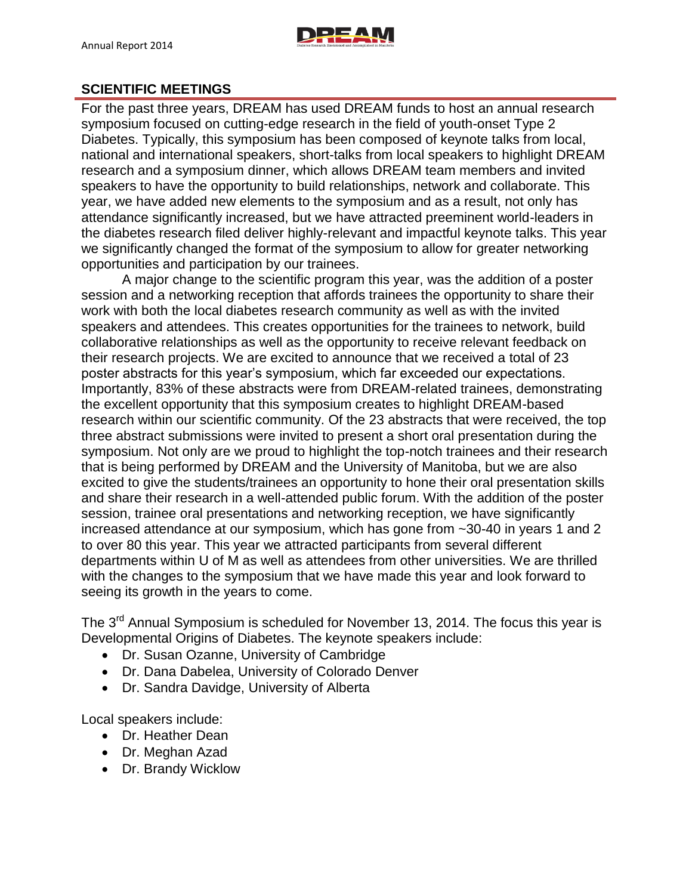## SCIENTIFIC MEETINGS

For the past three years, DREAM has used DREAM funds to host an annual research symposium focused on cutting-edge research in the field of youth-onset Type 2 Diabetes. Typically, this symposium has been composed of keynote talks from local, national and international speakers, short-talks from local speakers to highlight DREAM research and a symposium dinner, which allows DREAM team members and invited speakers to have the opportunity to build relationships, network and collaborate. This year, we have added new elements to the symposium and as a result, not only has attendance significantly increased, but we have attracted preeminent world-leaders in the diabetes research filed deliver highly-relevant and impactful keynote talks. This year we significantly changed the format of the symposium to allow for greater networking opportunities and participation by our trainees.

A major change to the scientific program this year, was the addition of a poster session and a networking reception that affords trainees the opportunity to share their work with both the local diabetes research community as well as with the invited speakers and attendees. This creates opportunities for the trainees to network, build collaborative relationships as well as the opportunity to receive relevant feedback on their research projects. We are excited to announce that we received a total of 23 poster abstracts for this year's symposium, which far exceeded our expectations. Importantly, 83% of these abstracts were from DREAM-related trainees, demonstrating the excellent opportunity that this symposium creates to highlight DREAM-based research within our scientific community. Of the 23 abstracts that were received, the top three abstract submissions were invited to present a short oral presentation during the symposium. Not only are we proud to highlight the top-notch trainees and their research that is being performed by DREAM and the University of Manitoba, but we are also excited to give the students/trainees an opportunity to hone their oral presentation skills and share their research in a well-attended public forum. With the addition of the poster session, trainee oral presentations and networking reception, we have significantly increased attendance at our symposium, which has gone from ~30-40 in years 1 and 2 to over 80 this year. This year we attracted participants from several different departments within U of M as well as attendees from other universities. We are thrilled with the changes to the symposium that we have made this year and look forward to seeing its growth in the years to come.

The 3rd Annual Symposium is scheduled for November 13, 2014. The focus this year is Developmental Origins of Diabetes. The keynote speakers include:

- Dr. Susan Ozanne, University of Cambridge
- Dr. Dana Dabelea, University of Colorado Denver
- Dr. Sandra Davidge, University of Alberta

Local speakers include:

- Dr. Heather Dean
- Dr. Meghan Azad
- Dr. Brandy Wicklow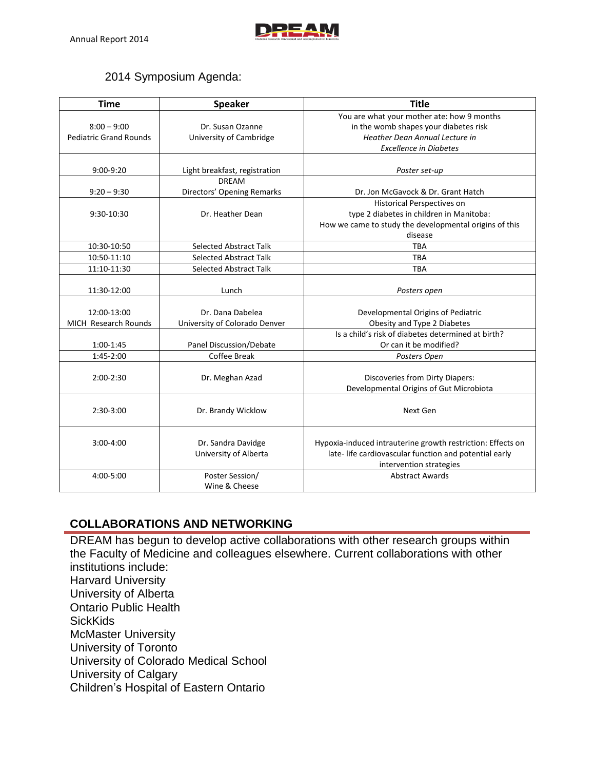2014 Symposium Agenda:

| Time | Speaker | Title |
|---|---|---|
| 8:00 – 9:00<br>Pediatric Grand Rounds | Dr. Susan Ozanne<br>University of Cambridge | You are what your mother ate: how 9 months in the womb shapes your diabetes risk<br>*Heather Dean Annual Lecture in Excellence in Diabetes* |
| 9:00-9:20 | Light breakfast, registration | *Poster set-up* |
| 9:20 – 9:30 | DREAM<br>Directors' Opening Remarks | Dr. Jon McGavock & Dr. Grant Hatch |
| 9:30-10:30 | Dr. Heather Dean | Historical Perspectives on type 2 diabetes in children in Manitoba: How we came to study the developmental origins of this disease |
| 10:30-10:50 | Selected Abstract Talk | TBA |
| 10:50-11:10 | Selected Abstract Talk | TBA |
| 11:10-11:30 | Selected Abstract Talk | TBA |
| 11:30-12:00 | Lunch | *Posters open* |
| 12:00-13:00<br>MICH Research Rounds | Dr. Dana Dabelea<br>University of Colorado Denver | Developmental Origins of Pediatric Obesity and Type 2 Diabetes |
| 1:00-1:45 | Panel Discussion/Debate | Is a child's risk of diabetes determined at birth? Or can it be modified? |
| 1:45-2:00 | Coffee Break | *Posters Open* |
| 2:00-2:30 | Dr. Meghan Azad | Discoveries from Dirty Diapers: Developmental Origins of Gut Microbiota |
| 2:30-3:00 | Dr. Brandy Wicklow | Next Gen |
| 3:00-4:00 | Dr. Sandra Davidge<br>University of Alberta | Hypoxia-induced intrauterine growth restriction: Effects on late- life cardiovascular function and potential early intervention strategies |
| 4:00-5:00 | Poster Session/<br>Wine & Cheese | Abstract Awards |

## COLLABORATIONS AND NETWORKING

DREAM has begun to develop active collaborations with other research groups within the Faculty of Medicine and colleagues elsewhere. Current collaborations with other institutions include:

Harvard University
University of Alberta
Ontario Public Health
SickKids
McMaster University
University of Toronto
University of Colorado Medical School
University of Calgary
Children's Hospital of Eastern Ontario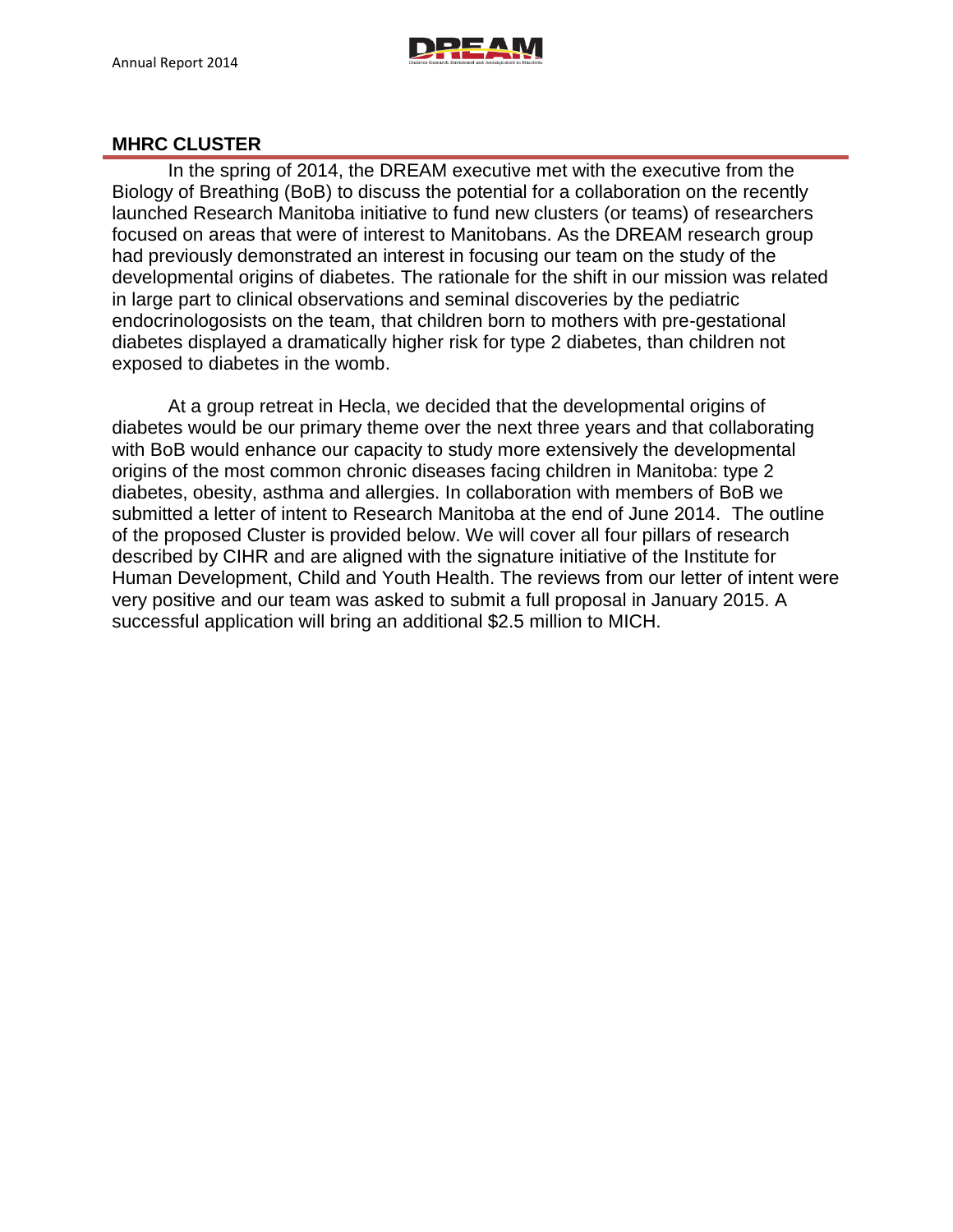## MHRC CLUSTER

In the spring of 2014, the DREAM executive met with the executive from the Biology of Breathing (BoB) to discuss the potential for a collaboration on the recently launched Research Manitoba initiative to fund new clusters (or teams) of researchers focused on areas that were of interest to Manitobans. As the DREAM research group had previously demonstrated an interest in focusing our team on the study of the developmental origins of diabetes. The rationale for the shift in our mission was related in large part to clinical observations and seminal discoveries by the pediatric endocrinologosists on the team, that children born to mothers with pre-gestational diabetes displayed a dramatically higher risk for type 2 diabetes, than children not exposed to diabetes in the womb.

At a group retreat in Hecla, we decided that the developmental origins of diabetes would be our primary theme over the next three years and that collaborating with BoB would enhance our capacity to study more extensively the developmental origins of the most common chronic diseases facing children in Manitoba: type 2 diabetes, obesity, asthma and allergies. In collaboration with members of BoB we submitted a letter of intent to Research Manitoba at the end of June 2014. The outline of the proposed Cluster is provided below. We will cover all four pillars of research described by CIHR and are aligned with the signature initiative of the Institute for Human Development, Child and Youth Health. The reviews from our letter of intent were very positive and our team was asked to submit a full proposal in January 2015. A successful application will bring an additional $2.5 million to MICH.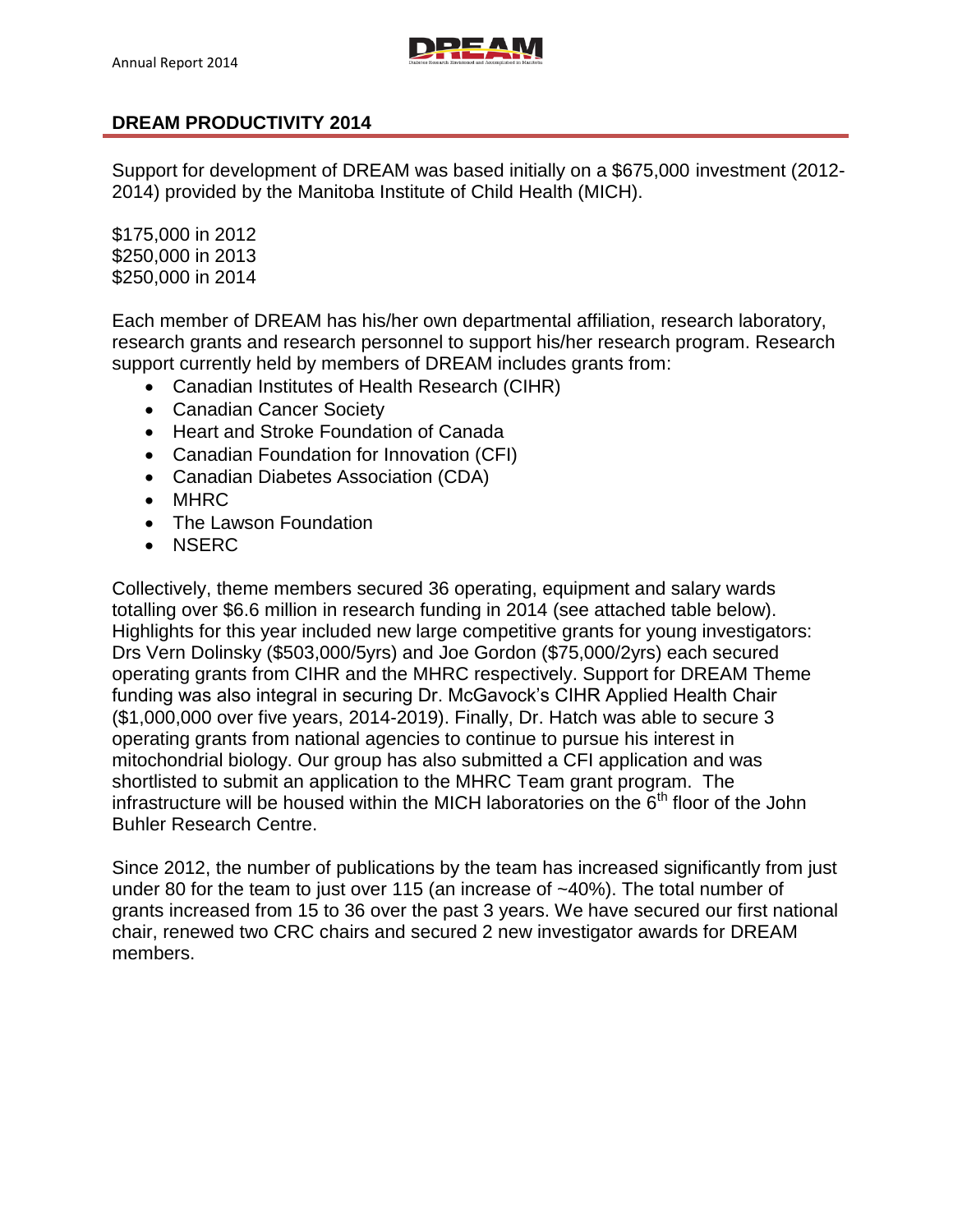## DREAM PRODUCTIVITY 2014

Support for development of DREAM was based initially on a $675,000 investment (2012-2014) provided by the Manitoba Institute of Child Health (MICH).

$175,000 in 2012
$250,000 in 2013
$250,000 in 2014

Each member of DREAM has his/her own departmental affiliation, research laboratory, research grants and research personnel to support his/her research program. Research support currently held by members of DREAM includes grants from:

- Canadian Institutes of Health Research (CIHR)
- Canadian Cancer Society
- Heart and Stroke Foundation of Canada
- Canadian Foundation for Innovation (CFI)
- Canadian Diabetes Association (CDA)
- MHRC
- The Lawson Foundation
- NSERC

Collectively, theme members secured 36 operating, equipment and salary wards totalling over $6.6 million in research funding in 2014 (see attached table below). Highlights for this year included new large competitive grants for young investigators: Drs Vern Dolinsky ($503,000/5yrs) and Joe Gordon ($75,000/2yrs) each secured operating grants from CIHR and the MHRC respectively. Support for DREAM Theme funding was also integral in securing Dr. McGavock's CIHR Applied Health Chair ($1,000,000 over five years, 2014-2019). Finally, Dr. Hatch was able to secure 3 operating grants from national agencies to continue to pursue his interest in mitochondrial biology. Our group has also submitted a CFI application and was shortlisted to submit an application to the MHRC Team grant program. The infrastructure will be housed within the MICH laboratories on the 6th floor of the John Buhler Research Centre.

Since 2012, the number of publications by the team has increased significantly from just under 80 for the team to just over 115 (an increase of ~40%). The total number of grants increased from 15 to 36 over the past 3 years. We have secured our first national chair, renewed two CRC chairs and secured 2 new investigator awards for DREAM members.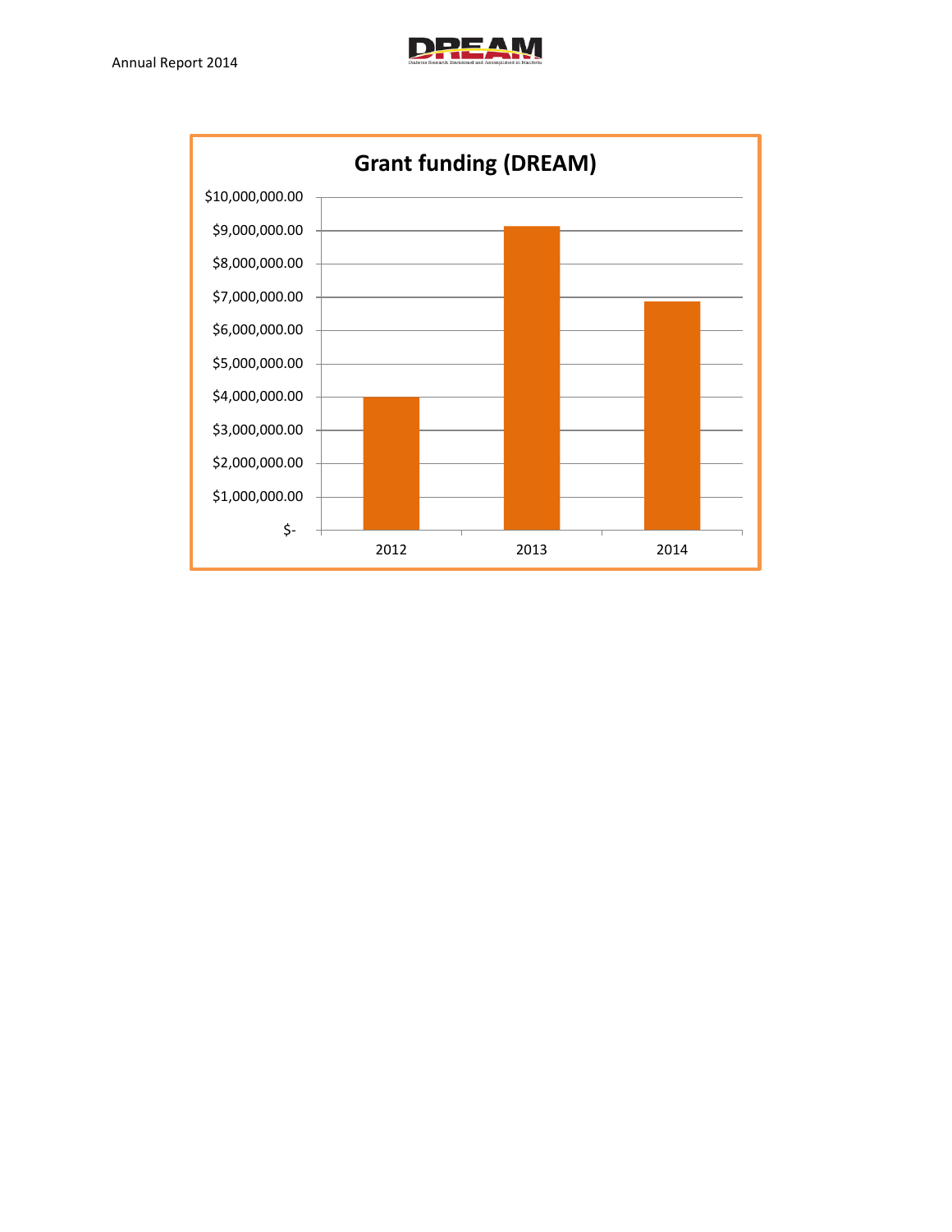**Grant funding (DREAM)**

| Year | Grant funding |
|---|---|
| 2012 | ~$4,000,000.00 |
| 2013 | ~$9,100,000.00 |
| 2014 | ~$6,850,000.00 |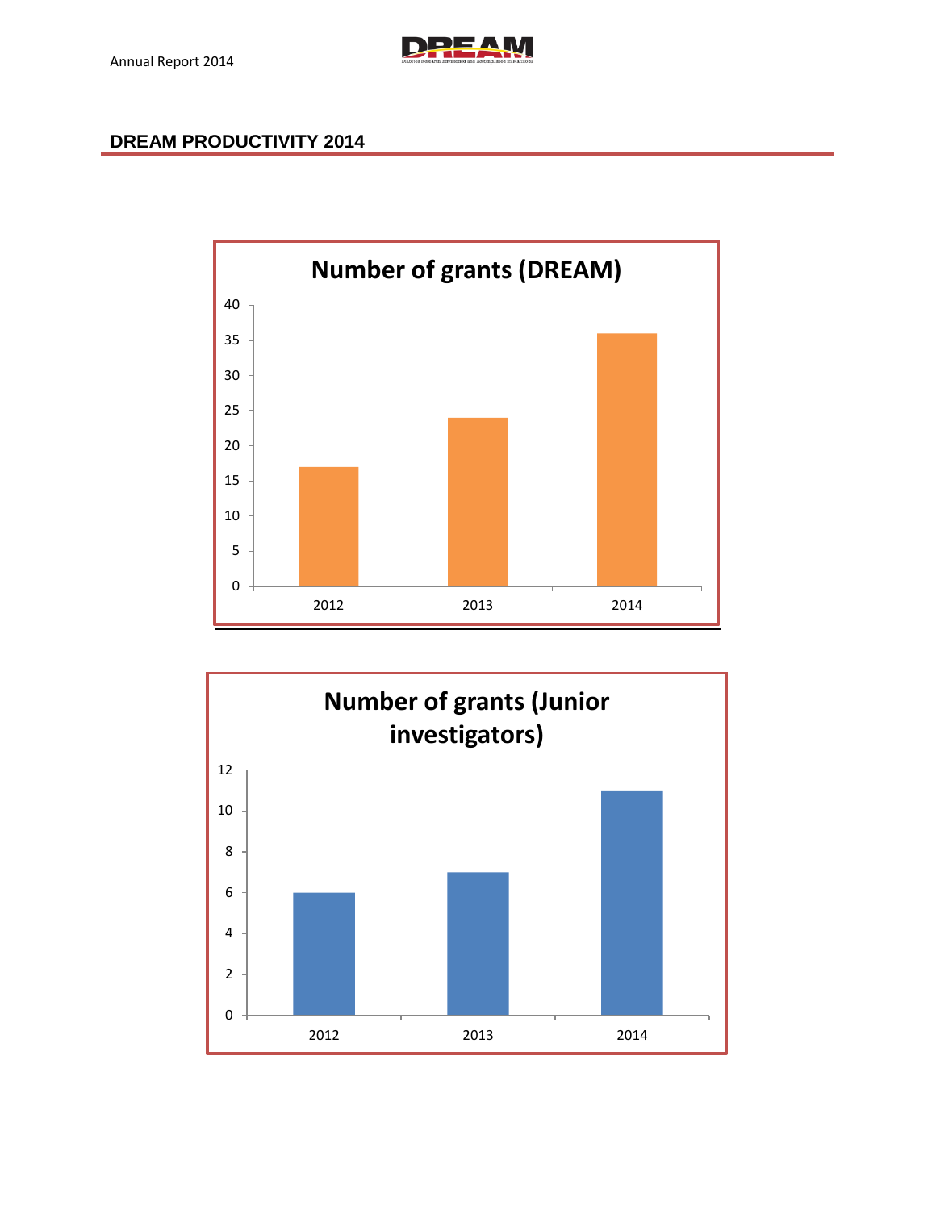## DREAM PRODUCTIVITY 2014

**Number of grants (DREAM)**

| Year | Number of grants |
| --- | --- |
| 2012 | 17 |
| 2013 | 24 |
| 2014 | 36 |

**Number of grants (Junior investigators)**

| Year | Number of grants |
| --- | --- |
| 2012 | 6 |
| 2013 | 7 |
| 2014 | 11 |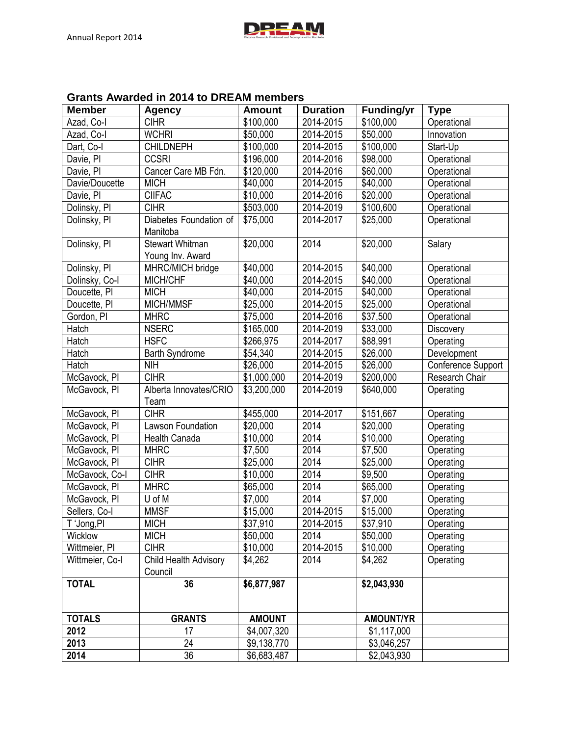## Grants Awarded in 2014 to DREAM members

| Member | Agency | Amount | Duration | Funding/yr | Type |
|---|---|---|---|---|---|
| Azad, Co-I | CIHR | $100,000 | 2014-2015 | $100,000 | Operational |
| Azad, Co-I | WCHRI | $50,000 | 2014-2015 | $50,000 | Innovation |
| Dart, Co-I | CHILDNEPH | $100,000 | 2014-2015 | $100,000 | Start-Up |
| Davie, PI | CCSRI | $196,000 | 2014-2016 | $98,000 | Operational |
| Davie, PI | Cancer Care MB Fdn. | $120,000 | 2014-2016 | $60,000 | Operational |
| Davie/Doucette | MICH | $40,000 | 2014-2015 | $40,000 | Operational |
| Davie, PI | CIIFAC | $10,000 | 2014-2016 | $20,000 | Operational |
| Dolinsky, PI | CIHR | $503,000 | 2014-2019 | $100,600 | Operational |
| Dolinsky, PI | Diabetes Foundation of Manitoba | $75,000 | 2014-2017 | $25,000 | Operational |
| Dolinsky, PI | Stewart Whitman Young Inv. Award | $20,000 | 2014 | $20,000 | Salary |
| Dolinsky, PI | MHRC/MICH bridge | $40,000 | 2014-2015 | $40,000 | Operational |
| Dolinsky, Co-I | MICH/CHF | $40,000 | 2014-2015 | $40,000 | Operational |
| Doucette, PI | MICH | $40,000 | 2014-2015 | $40,000 | Operational |
| Doucette, PI | MICH/MMSF | $25,000 | 2014-2015 | $25,000 | Operational |
| Gordon, PI | MHRC | $75,000 | 2014-2016 | $37,500 | Operational |
| Hatch | NSERC | $165,000 | 2014-2019 | $33,000 | Discovery |
| Hatch | HSFC | $266,975 | 2014-2017 | $88,991 | Operating |
| Hatch | Barth Syndrome | $54,340 | 2014-2015 | $26,000 | Development |
| Hatch | NIH | $26,000 | 2014-2015 | $26,000 | Conference Support |
| McGavock, PI | CIHR | $1,000,000 | 2014-2019 | $200,000 | Research Chair |
| McGavock, PI | Alberta Innovates/CRIO Team | $3,200,000 | 2014-2019 | $640,000 | Operating |
| McGavock, PI | CIHR | $455,000 | 2014-2017 | $151,667 | Operating |
| McGavock, PI | Lawson Foundation | $20,000 | 2014 | $20,000 | Operating |
| McGavock, PI | Health Canada | $10,000 | 2014 | $10,000 | Operating |
| McGavock, PI | MHRC | $7,500 | 2014 | $7,500 | Operating |
| McGavock, PI | CIHR | $25,000 | 2014 | $25,000 | Operating |
| McGavock, Co-I | CIHR | $10,000 | 2014 | $9,500 | Operating |
| McGavock, PI | MHRC | $65,000 | 2014 | $65,000 | Operating |
| McGavock, PI | U of M | $7,000 | 2014 | $7,000 | Operating |
| Sellers, Co-I | MMSF | $15,000 | 2014-2015 | $15,000 | Operating |
| T 'Jong,PI | MICH | $37,910 | 2014-2015 | $37,910 | Operating |
| Wicklow | MICH | $50,000 | 2014 | $50,000 | Operating |
| Wittmeier, PI | CIHR | $10,000 | 2014-2015 | $10,000 | Operating |
| Wittmeier, Co-I | Child Health Advisory Council | $4,262 | 2014 | $4,262 | Operating |
| **TOTAL** | **36** | **$6,877,987** | | **$2,043,930** | |
| **TOTALS** | **GRANTS** | **AMOUNT** | | **AMOUNT/YR** | |
| **2012** | 17 | $4,007,320 | | $1,117,000 | |
| **2013** | 24 | $9,138,770 | | $3,046,257 | |
| **2014** | 36 | $6,683,487 | | $2,043,930 | |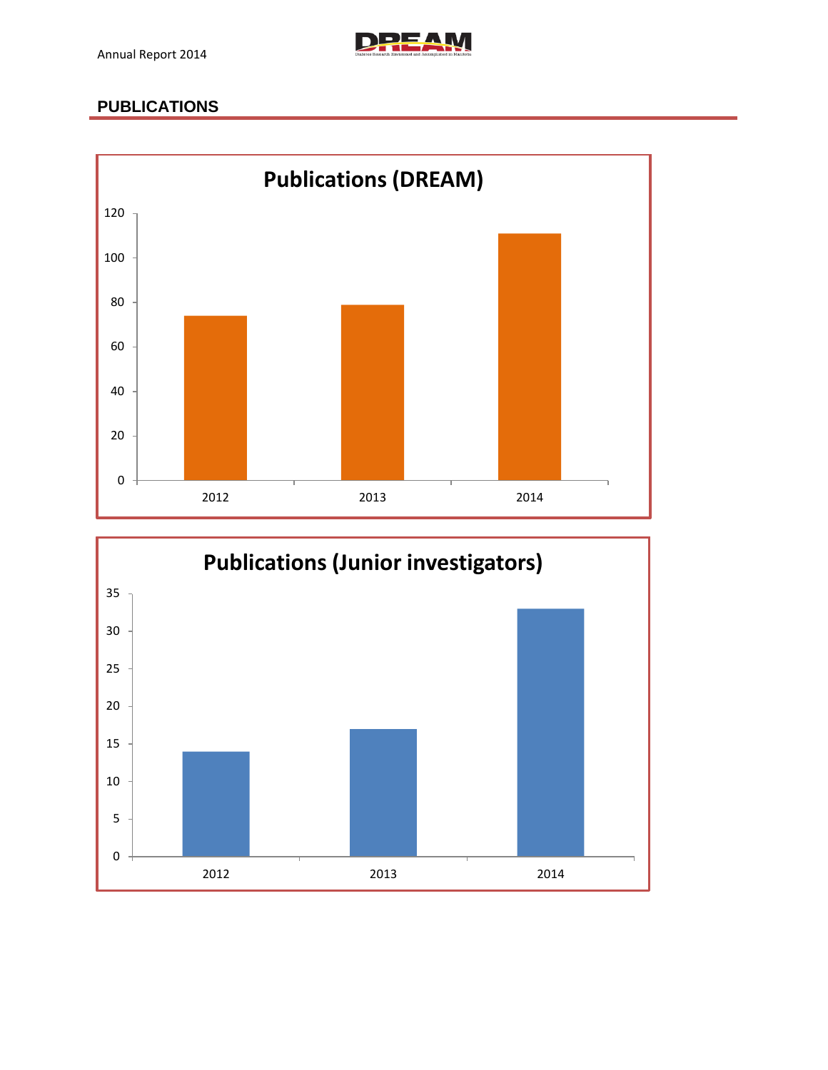## PUBLICATIONS

**Publications (DREAM)**

| Year | Publications |
|---|---|
| 2012 | 74 |
| 2013 | 79 |
| 2014 | 111 |

**Publications (Junior investigators)**

| Year | Publications |
|---|---|
| 2012 | 14 |
| 2013 | 17 |
| 2014 | 33 |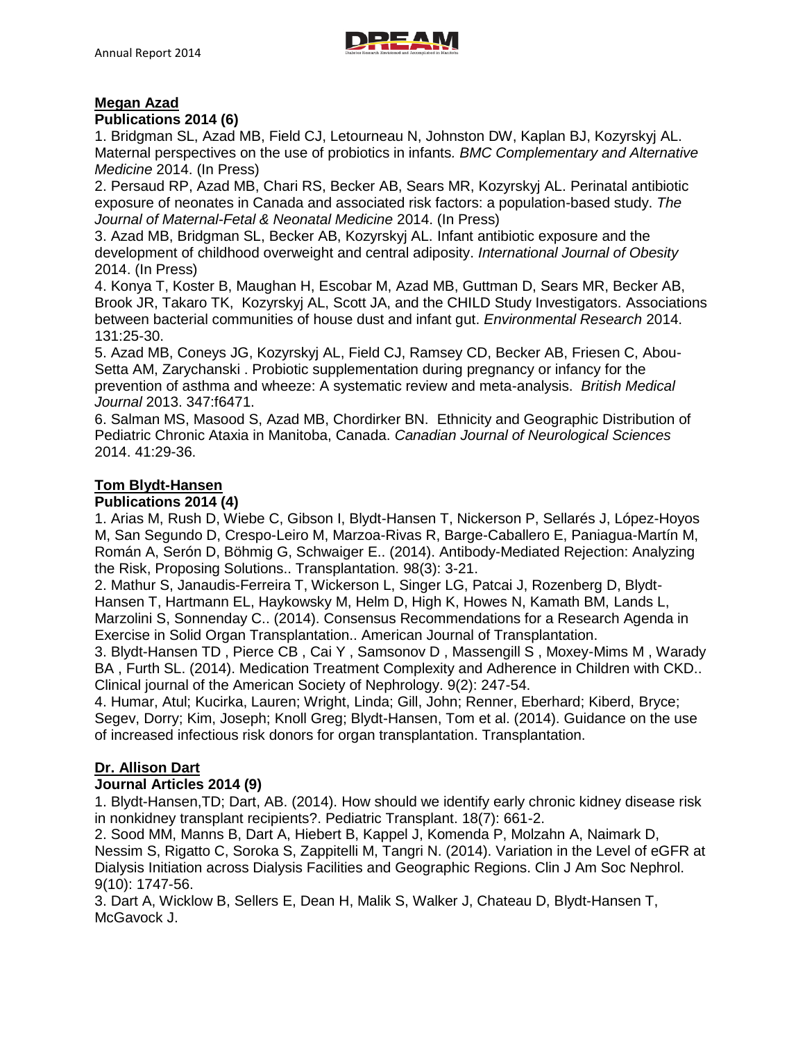**Megan Azad**

**Publications 2014 (6)**

1. Bridgman SL, Azad MB, Field CJ, Letourneau N, Johnston DW, Kaplan BJ, Kozyrskyj AL. Maternal perspectives on the use of probiotics in infants. *BMC Complementary and Alternative Medicine* 2014. (In Press)
2. Persaud RP, Azad MB, Chari RS, Becker AB, Sears MR, Kozyrskyj AL. Perinatal antibiotic exposure of neonates in Canada and associated risk factors: a population-based study. *The Journal of Maternal-Fetal & Neonatal Medicine* 2014. (In Press)
3. Azad MB, Bridgman SL, Becker AB, Kozyrskyj AL. Infant antibiotic exposure and the development of childhood overweight and central adiposity. *International Journal of Obesity* 2014. (In Press)
4. Konya T, Koster B, Maughan H, Escobar M, Azad MB, Guttman D, Sears MR, Becker AB, Brook JR, Takaro TK, Kozyrskyj AL, Scott JA, and the CHILD Study Investigators. Associations between bacterial communities of house dust and infant gut. *Environmental Research* 2014. 131:25-30.
5. Azad MB, Coneys JG, Kozyrskyj AL, Field CJ, Ramsey CD, Becker AB, Friesen C, Abou-Setta AM, Zarychanski . Probiotic supplementation during pregnancy or infancy for the prevention of asthma and wheeze: A systematic review and meta-analysis. *British Medical Journal* 2013. 347:f6471.
6. Salman MS, Masood S, Azad MB, Chordirker BN. Ethnicity and Geographic Distribution of Pediatric Chronic Ataxia in Manitoba, Canada. *Canadian Journal of Neurological Sciences* 2014. 41:29-36.

**Tom Blydt-Hansen**

**Publications 2014 (4)**

1. Arias M, Rush D, Wiebe C, Gibson I, Blydt-Hansen T, Nickerson P, Sellarés J, López-Hoyos M, San Segundo D, Crespo-Leiro M, Marzoa-Rivas R, Barge-Caballero E, Paniagua-Martín M, Román A, Serón D, Böhmig G, Schwaiger E.. (2014). Antibody-Mediated Rejection: Analyzing the Risk, Proposing Solutions.. Transplantation. 98(3): 3-21.
2. Mathur S, Janaudis-Ferreira T, Wickerson L, Singer LG, Patcai J, Rozenberg D, Blydt-Hansen T, Hartmann EL, Haykowsky M, Helm D, High K, Howes N, Kamath BM, Lands L, Marzolini S, Sonnenday C.. (2014). Consensus Recommendations for a Research Agenda in Exercise in Solid Organ Transplantation.. American Journal of Transplantation.
3. Blydt-Hansen TD , Pierce CB , Cai Y , Samsonov D , Massengill S , Moxey-Mims M , Warady BA , Furth SL. (2014). Medication Treatment Complexity and Adherence in Children with CKD.. Clinical journal of the American Society of Nephrology. 9(2): 247-54.
4. Humar, Atul; Kucirka, Lauren; Wright, Linda; Gill, John; Renner, Eberhard; Kiberd, Bryce; Segev, Dorry; Kim, Joseph; Knoll Greg; Blydt-Hansen, Tom et al. (2014). Guidance on the use of increased infectious risk donors for organ transplantation. Transplantation.

**Dr. Allison Dart**

**Journal Articles 2014 (9)**

1. Blydt-Hansen,TD; Dart, AB. (2014). How should we identify early chronic kidney disease risk in nonkidney transplant recipients?. Pediatric Transplant. 18(7): 661-2.
2. Sood MM, Manns B, Dart A, Hiebert B, Kappel J, Komenda P, Molzahn A, Naimark D, Nessim S, Rigatto C, Soroka S, Zappitelli M, Tangri N. (2014). Variation in the Level of eGFR at Dialysis Initiation across Dialysis Facilities and Geographic Regions. Clin J Am Soc Nephrol. 9(10): 1747-56.
3. Dart A, Wicklow B, Sellers E, Dean H, Malik S, Walker J, Chateau D, Blydt-Hansen T, McGavock J.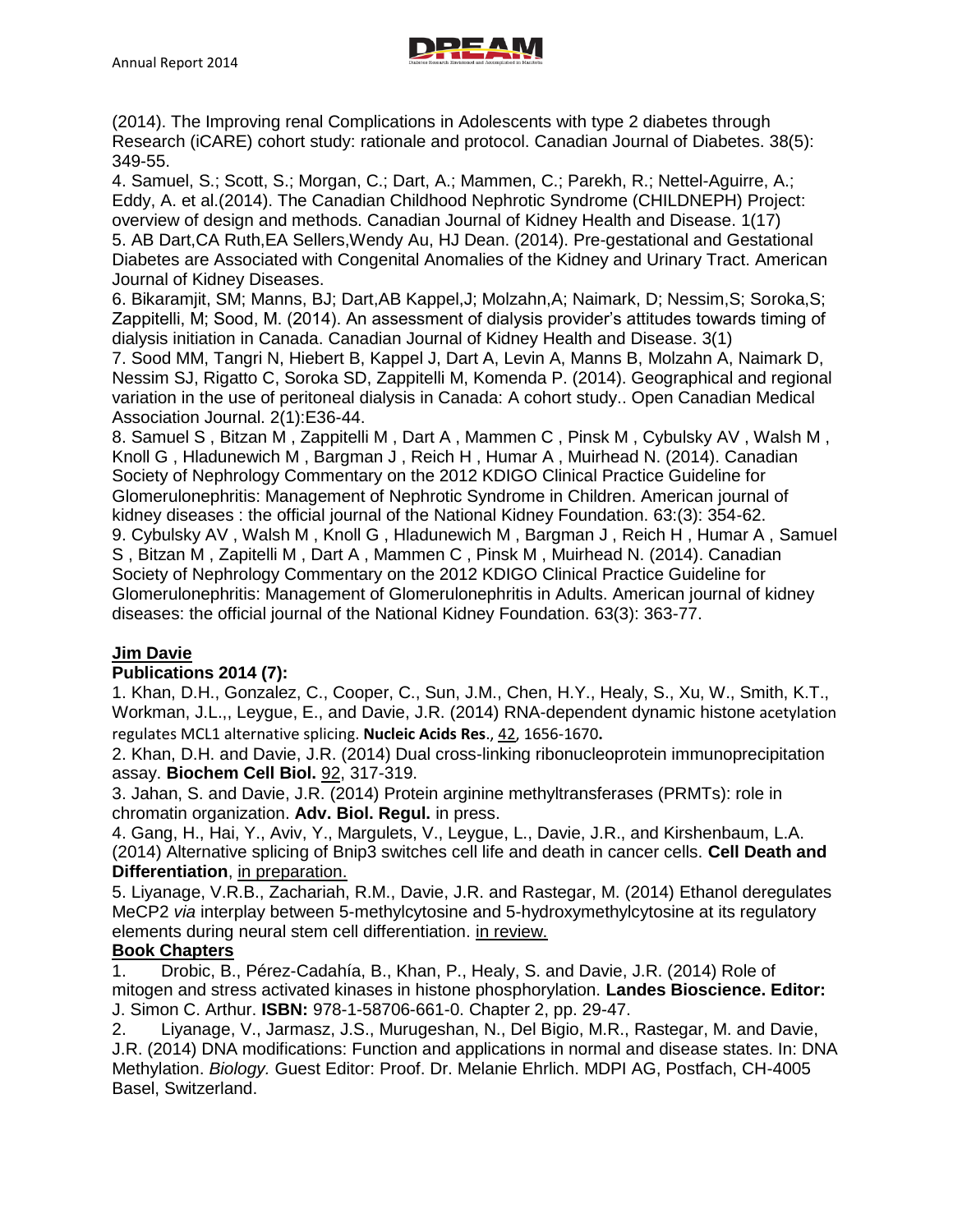(2014). The Improving renal Complications in Adolescents with type 2 diabetes through Research (iCARE) cohort study: rationale and protocol. Canadian Journal of Diabetes. 38(5): 349-55.

4. Samuel, S.; Scott, S.; Morgan, C.; Dart, A.; Mammen, C.; Parekh, R.; Nettel-Aguirre, A.; Eddy, A. et al.(2014). The Canadian Childhood Nephrotic Syndrome (CHILDNEPH) Project: overview of design and methods. Canadian Journal of Kidney Health and Disease. 1(17)

5. AB Dart,CA Ruth,EA Sellers,Wendy Au, HJ Dean. (2014). Pre-gestational and Gestational Diabetes are Associated with Congenital Anomalies of the Kidney and Urinary Tract. American Journal of Kidney Diseases.

6. Bikaramjit, SM; Manns, BJ; Dart,AB Kappel,J; Molzahn,A; Naimark, D; Nessim,S; Soroka,S; Zappitelli, M; Sood, M. (2014). An assessment of dialysis provider's attitudes towards timing of dialysis initiation in Canada. Canadian Journal of Kidney Health and Disease. 3(1)

7. Sood MM, Tangri N, Hiebert B, Kappel J, Dart A, Levin A, Manns B, Molzahn A, Naimark D, Nessim SJ, Rigatto C, Soroka SD, Zappitelli M, Komenda P. (2014). Geographical and regional variation in the use of peritoneal dialysis in Canada: A cohort study.. Open Canadian Medical Association Journal. 2(1):E36-44.

8. Samuel S , Bitzan M , Zappitelli M , Dart A , Mammen C , Pinsk M , Cybulsky AV , Walsh M , Knoll G , Hladunewich M , Bargman J , Reich H , Humar A , Muirhead N. (2014). Canadian Society of Nephrology Commentary on the 2012 KDIGO Clinical Practice Guideline for Glomerulonephritis: Management of Nephrotic Syndrome in Children. American journal of kidney diseases : the official journal of the National Kidney Foundation. 63:(3): 354-62.

9. Cybulsky AV , Walsh M , Knoll G , Hladunewich M , Bargman J , Reich H , Humar A , Samuel S , Bitzan M , Zapitelli M , Dart A , Mammen C , Pinsk M , Muirhead N. (2014). Canadian Society of Nephrology Commentary on the 2012 KDIGO Clinical Practice Guideline for Glomerulonephritis: Management of Glomerulonephritis in Adults. American journal of kidney diseases: the official journal of the National Kidney Foundation. 63(3): 363-77.

**Jim Davie**

**Publications 2014 (7):**

1. Khan, D.H., Gonzalez, C., Cooper, C., Sun, J.M., Chen, H.Y., Healy, S., Xu, W., Smith, K.T., Workman, J.L.,, Leygue, E., and Davie, J.R. (2014) RNA-dependent dynamic histone acetylation regulates MCL1 alternative splicing. **Nucleic Acids Res**., 42, 1656-1670**.**

2. Khan, D.H. and Davie, J.R. (2014) Dual cross-linking ribonucleoprotein immunoprecipitation assay. **Biochem Cell Biol.** 92, 317-319.

3. Jahan, S. and Davie, J.R. (2014) Protein arginine methyltransferases (PRMTs): role in chromatin organization. **Adv. Biol. Regul.** in press.

4. Gang, H., Hai, Y., Aviv, Y., Margulets, V., Leygue, L., Davie, J.R., and Kirshenbaum, L.A. (2014) Alternative splicing of Bnip3 switches cell life and death in cancer cells. **Cell Death and Differentiation**, in preparation.

5. Liyanage, V.R.B., Zachariah, R.M., Davie, J.R. and Rastegar, M. (2014) Ethanol deregulates MeCP2 *via* interplay between 5-methylcytosine and 5-hydroxymethylcytosine at its regulatory elements during neural stem cell differentiation. in review.

**Book Chapters**

1. Drobic, B., Pérez-Cadahía, B., Khan, P., Healy, S. and Davie, J.R. (2014) Role of mitogen and stress activated kinases in histone phosphorylation. **Landes Bioscience. Editor:** J. Simon C. Arthur. **ISBN:** 978-1-58706-661-0. Chapter 2, pp. 29-47.

2. Liyanage, V., Jarmasz, J.S., Murugeshan, N., Del Bigio, M.R., Rastegar, M. and Davie, J.R. (2014) DNA modifications: Function and applications in normal and disease states. In: DNA Methylation. *Biology.* Guest Editor: Proof. Dr. Melanie Ehrlich. MDPI AG, Postfach, CH-4005 Basel, Switzerland.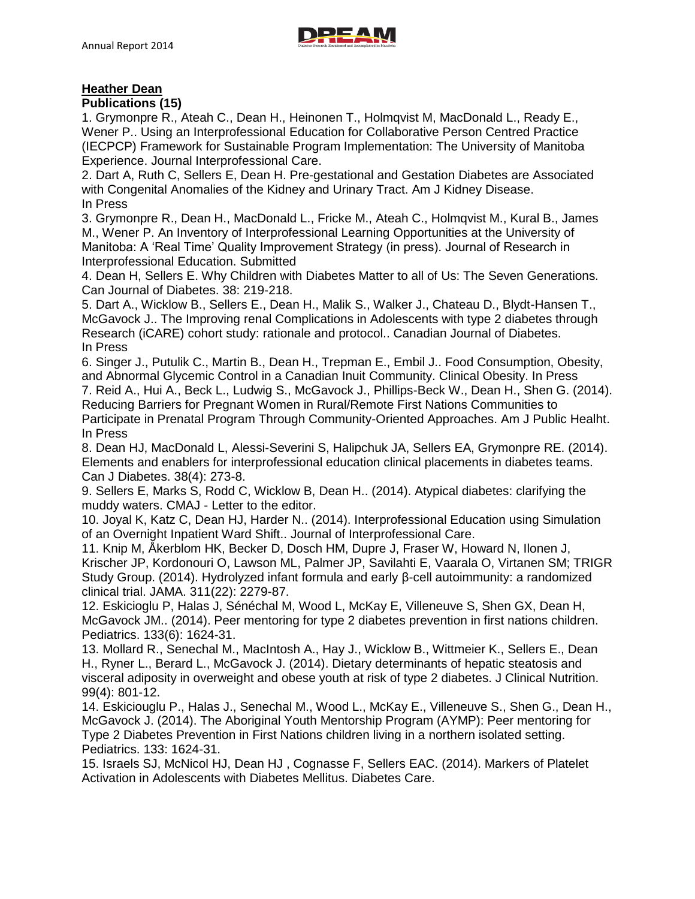**Heather Dean**

**Publications (15)**

1. Grymonpre R., Ateah C., Dean H., Heinonen T., Holmqvist M, MacDonald L., Ready E., Wener P.. Using an Interprofessional Education for Collaborative Person Centred Practice (IECPCP) Framework for Sustainable Program Implementation: The University of Manitoba Experience. Journal Interprofessional Care.
2. Dart A, Ruth C, Sellers E, Dean H. Pre-gestational and Gestation Diabetes are Associated with Congenital Anomalies of the Kidney and Urinary Tract. Am J Kidney Disease. In Press
3. Grymonpre R., Dean H., MacDonald L., Fricke M., Ateah C., Holmqvist M., Kural B., James M., Wener P. An Inventory of Interprofessional Learning Opportunities at the University of Manitoba: A 'Real Time' Quality Improvement Strategy (in press). Journal of Research in Interprofessional Education. Submitted
4. Dean H, Sellers E. Why Children with Diabetes Matter to all of Us: The Seven Generations. Can Journal of Diabetes. 38: 219-218.
5. Dart A., Wicklow B., Sellers E., Dean H., Malik S., Walker J., Chateau D., Blydt-Hansen T., McGavock J.. The Improving renal Complications in Adolescents with type 2 diabetes through Research (iCARE) cohort study: rationale and protocol.. Canadian Journal of Diabetes. In Press
6. Singer J., Putulik C., Martin B., Dean H., Trepman E., Embil J.. Food Consumption, Obesity, and Abnormal Glycemic Control in a Canadian Inuit Community. Clinical Obesity. In Press
7. Reid A., Hui A., Beck L., Ludwig S., McGavock J., Phillips-Beck W., Dean H., Shen G. (2014). Reducing Barriers for Pregnant Women in Rural/Remote First Nations Communities to Participate in Prenatal Program Through Community-Oriented Approaches. Am J Public Healht. In Press
8. Dean HJ, MacDonald L, Alessi-Severini S, Halipchuk JA, Sellers EA, Grymonpre RE. (2014). Elements and enablers for interprofessional education clinical placements in diabetes teams. Can J Diabetes. 38(4): 273-8.
9. Sellers E, Marks S, Rodd C, Wicklow B, Dean H.. (2014). Atypical diabetes: clarifying the muddy waters. CMAJ - Letter to the editor.
10. Joyal K, Katz C, Dean HJ, Harder N.. (2014). Interprofessional Education using Simulation of an Overnight Inpatient Ward Shift.. Journal of Interprofessional Care.
11. Knip M, Åkerblom HK, Becker D, Dosch HM, Dupre J, Fraser W, Howard N, Ilonen J, Krischer JP, Kordonouri O, Lawson ML, Palmer JP, Savilahti E, Vaarala O, Virtanen SM; TRIGR Study Group. (2014). Hydrolyzed infant formula and early β-cell autoimmunity: a randomized clinical trial. JAMA. 311(22): 2279-87.
12. Eskicioglu P, Halas J, Sénéchal M, Wood L, McKay E, Villeneuve S, Shen GX, Dean H, McGavock JM.. (2014). Peer mentoring for type 2 diabetes prevention in first nations children. Pediatrics. 133(6): 1624-31.
13. Mollard R., Senechal M., MacIntosh A., Hay J., Wicklow B., Wittmeier K., Sellers E., Dean H., Ryner L., Berard L., McGavock J. (2014). Dietary determinants of hepatic steatosis and visceral adiposity in overweight and obese youth at risk of type 2 diabetes. J Clinical Nutrition. 99(4): 801-12.
14. Eskiciouglu P., Halas J., Senechal M., Wood L., McKay E., Villeneuve S., Shen G., Dean H., McGavock J. (2014). The Aboriginal Youth Mentorship Program (AYMP): Peer mentoring for Type 2 Diabetes Prevention in First Nations children living in a northern isolated setting. Pediatrics. 133: 1624-31.
15. Israels SJ, McNicol HJ, Dean HJ , Cognasse F, Sellers EAC. (2014). Markers of Platelet Activation in Adolescents with Diabetes Mellitus. Diabetes Care.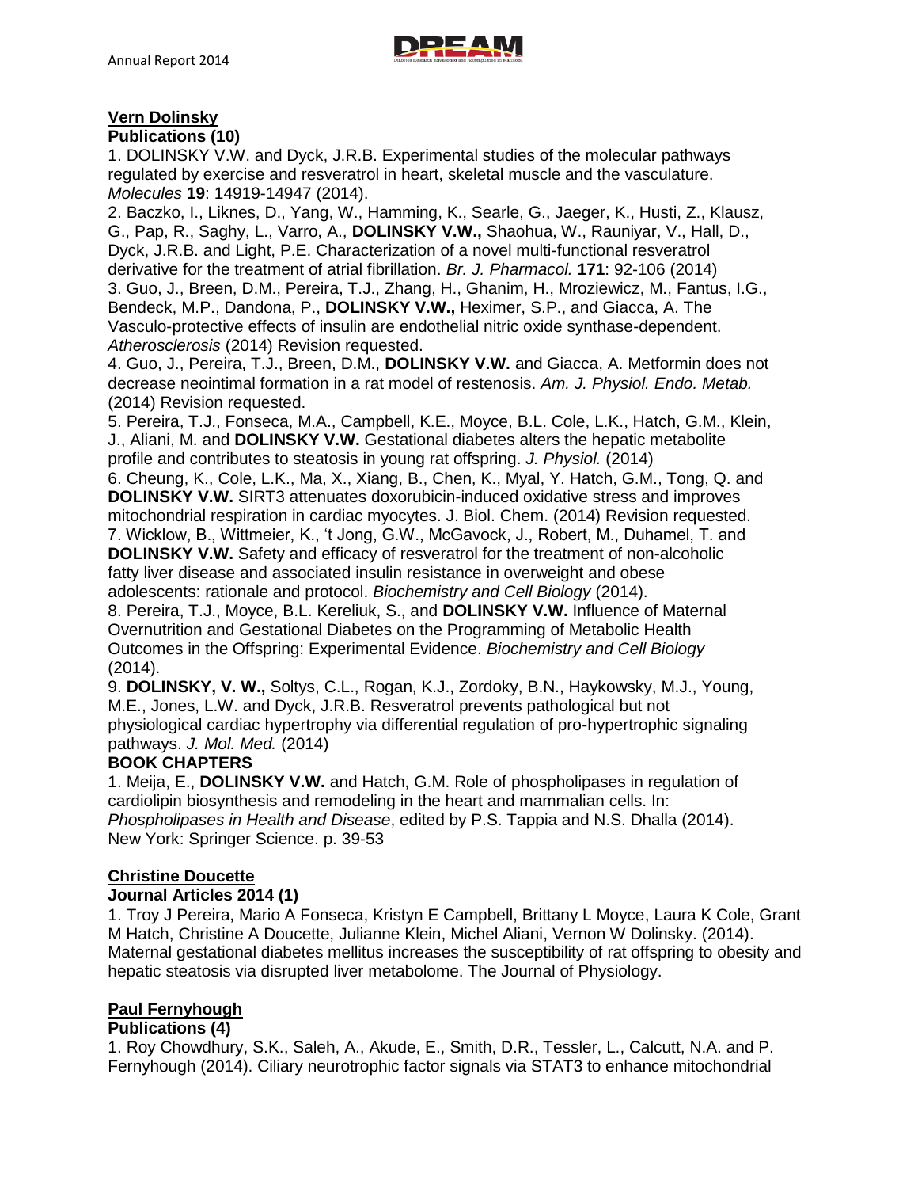**Vern Dolinsky**

**Publications (10)**

1. DOLINSKY V.W. and Dyck, J.R.B. Experimental studies of the molecular pathways regulated by exercise and resveratrol in heart, skeletal muscle and the vasculature. *Molecules* **19**: 14919-14947 (2014).
2. Baczko, I., Liknes, D., Yang, W., Hamming, K., Searle, G., Jaeger, K., Husti, Z., Klausz, G., Pap, R., Saghy, L., Varro, A., **DOLINSKY V.W.,** Shaohua, W., Rauniyar, V., Hall, D., Dyck, J.R.B. and Light, P.E. Characterization of a novel multi-functional resveratrol derivative for the treatment of atrial fibrillation. *Br. J. Pharmacol.* **171**: 92-106 (2014)
3. Guo, J., Breen, D.M., Pereira, T.J., Zhang, H., Ghanim, H., Mroziewicz, M., Fantus, I.G., Bendeck, M.P., Dandona, P., **DOLINSKY V.W.,** Heximer, S.P., and Giacca, A. The Vasculo-protective effects of insulin are endothelial nitric oxide synthase-dependent. *Atherosclerosis* (2014) Revision requested.
4. Guo, J., Pereira, T.J., Breen, D.M., **DOLINSKY V.W.** and Giacca, A. Metformin does not decrease neointimal formation in a rat model of restenosis. *Am. J. Physiol. Endo. Metab.* (2014) Revision requested.
5. Pereira, T.J., Fonseca, M.A., Campbell, K.E., Moyce, B.L. Cole, L.K., Hatch, G.M., Klein, J., Aliani, M. and **DOLINSKY V.W.** Gestational diabetes alters the hepatic metabolite profile and contributes to steatosis in young rat offspring. *J. Physiol.* (2014)
6. Cheung, K., Cole, L.K., Ma, X., Xiang, B., Chen, K., Myal, Y. Hatch, G.M., Tong, Q. and **DOLINSKY V.W.** SIRT3 attenuates doxorubicin-induced oxidative stress and improves mitochondrial respiration in cardiac myocytes. J. Biol. Chem. (2014) Revision requested.
7. Wicklow, B., Wittmeier, K., 't Jong, G.W., McGavock, J., Robert, M., Duhamel, T. and **DOLINSKY V.W.** Safety and efficacy of resveratrol for the treatment of non-alcoholic fatty liver disease and associated insulin resistance in overweight and obese adolescents: rationale and protocol. *Biochemistry and Cell Biology* (2014).
8. Pereira, T.J., Moyce, B.L. Kereliuk, S., and **DOLINSKY V.W.** Influence of Maternal Overnutrition and Gestational Diabetes on the Programming of Metabolic Health Outcomes in the Offspring: Experimental Evidence. *Biochemistry and Cell Biology* (2014).
9. **DOLINSKY, V. W.,** Soltys, C.L., Rogan, K.J., Zordoky, B.N., Haykowsky, M.J., Young, M.E., Jones, L.W. and Dyck, J.R.B. Resveratrol prevents pathological but not physiological cardiac hypertrophy via differential regulation of pro-hypertrophic signaling pathways. *J. Mol. Med.* (2014)

**BOOK CHAPTERS**

1. Meija, E., **DOLINSKY V.W.** and Hatch, G.M. Role of phospholipases in regulation of cardiolipin biosynthesis and remodeling in the heart and mammalian cells. In: *Phospholipases in Health and Disease*, edited by P.S. Tappia and N.S. Dhalla (2014). New York: Springer Science. p. 39-53

**Christine Doucette**

**Journal Articles 2014 (1)**

1. Troy J Pereira, Mario A Fonseca, Kristyn E Campbell, Brittany L Moyce, Laura K Cole, Grant M Hatch, Christine A Doucette, Julianne Klein, Michel Aliani, Vernon W Dolinsky. (2014). Maternal gestational diabetes mellitus increases the susceptibility of rat offspring to obesity and hepatic steatosis via disrupted liver metabolome. The Journal of Physiology.

**Paul Fernyhough**

**Publications (4)**

1. Roy Chowdhury, S.K., Saleh, A., Akude, E., Smith, D.R., Tessler, L., Calcutt, N.A. and P. Fernyhough (2014). Ciliary neurotrophic factor signals via STAT3 to enhance mitochondrial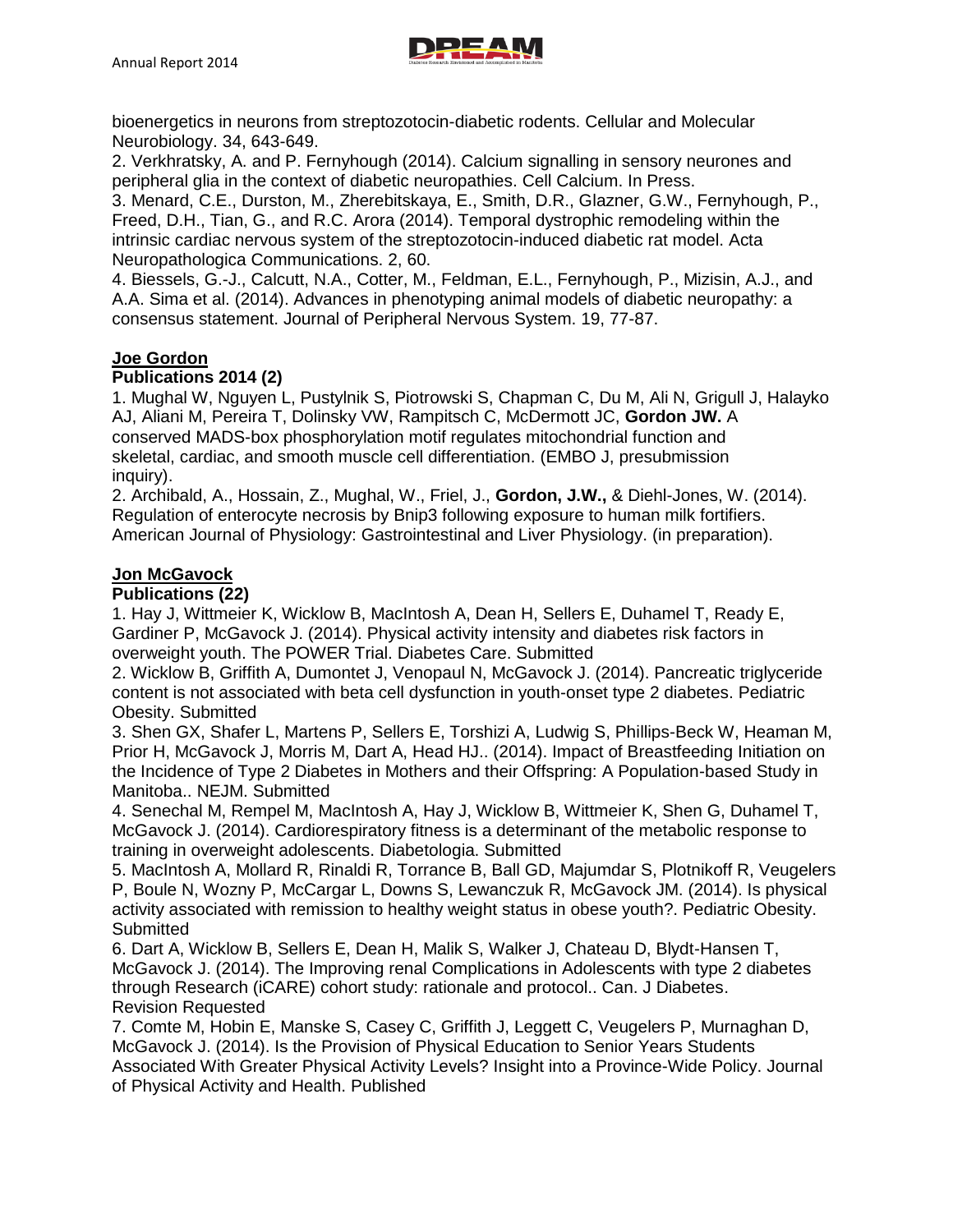bioenergetics in neurons from streptozotocin-diabetic rodents. Cellular and Molecular Neurobiology. 34, 643-649.

2. Verkhratsky, A. and P. Fernyhough (2014). Calcium signalling in sensory neurones and peripheral glia in the context of diabetic neuropathies. Cell Calcium. In Press.

3. Menard, C.E., Durston, M., Zherebitskaya, E., Smith, D.R., Glazner, G.W., Fernyhough, P., Freed, D.H., Tian, G., and R.C. Arora (2014). Temporal dystrophic remodeling within the intrinsic cardiac nervous system of the streptozotocin-induced diabetic rat model. Acta Neuropathologica Communications. 2, 60.

4. Biessels, G.-J., Calcutt, N.A., Cotter, M., Feldman, E.L., Fernyhough, P., Mizisin, A.J., and A.A. Sima et al. (2014). Advances in phenotyping animal models of diabetic neuropathy: a consensus statement. Journal of Peripheral Nervous System. 19, 77-87.

**Joe Gordon**

**Publications 2014 (2)**

1. Mughal W, Nguyen L, Pustylnik S, Piotrowski S, Chapman C, Du M, Ali N, Grigull J, Halayko AJ, Aliani M, Pereira T, Dolinsky VW, Rampitsch C, McDermott JC, **Gordon JW.** A conserved MADS-box phosphorylation motif regulates mitochondrial function and skeletal, cardiac, and smooth muscle cell differentiation. (EMBO J, presubmission inquiry).

2. Archibald, A., Hossain, Z., Mughal, W., Friel, J., **Gordon, J.W.,** & Diehl-Jones, W. (2014). Regulation of enterocyte necrosis by Bnip3 following exposure to human milk fortifiers. American Journal of Physiology: Gastrointestinal and Liver Physiology. (in preparation).

**Jon McGavock**

**Publications (22)**

1. Hay J, Wittmeier K, Wicklow B, MacIntosh A, Dean H, Sellers E, Duhamel T, Ready E, Gardiner P, McGavock J. (2014). Physical activity intensity and diabetes risk factors in overweight youth. The POWER Trial. Diabetes Care. Submitted

2. Wicklow B, Griffith A, Dumontet J, Venopaul N, McGavock J. (2014). Pancreatic triglyceride content is not associated with beta cell dysfunction in youth-onset type 2 diabetes. Pediatric Obesity. Submitted

3. Shen GX, Shafer L, Martens P, Sellers E, Torshizi A, Ludwig S, Phillips-Beck W, Heaman M, Prior H, McGavock J, Morris M, Dart A, Head HJ.. (2014). Impact of Breastfeeding Initiation on the Incidence of Type 2 Diabetes in Mothers and their Offspring: A Population-based Study in Manitoba.. NEJM. Submitted

4. Senechal M, Rempel M, MacIntosh A, Hay J, Wicklow B, Wittmeier K, Shen G, Duhamel T, McGavock J. (2014). Cardiorespiratory fitness is a determinant of the metabolic response to training in overweight adolescents. Diabetologia. Submitted

5. MacIntosh A, Mollard R, Rinaldi R, Torrance B, Ball GD, Majumdar S, Plotnikoff R, Veugelers P, Boule N, Wozny P, McCargar L, Downs S, Lewanczuk R, McGavock JM. (2014). Is physical activity associated with remission to healthy weight status in obese youth?. Pediatric Obesity. Submitted

6. Dart A, Wicklow B, Sellers E, Dean H, Malik S, Walker J, Chateau D, Blydt-Hansen T, McGavock J. (2014). The Improving renal Complications in Adolescents with type 2 diabetes through Research (iCARE) cohort study: rationale and protocol.. Can. J Diabetes. Revision Requested

7. Comte M, Hobin E, Manske S, Casey C, Griffith J, Leggett C, Veugelers P, Murnaghan D, McGavock J. (2014). Is the Provision of Physical Education to Senior Years Students Associated With Greater Physical Activity Levels? Insight into a Province-Wide Policy. Journal of Physical Activity and Health. Published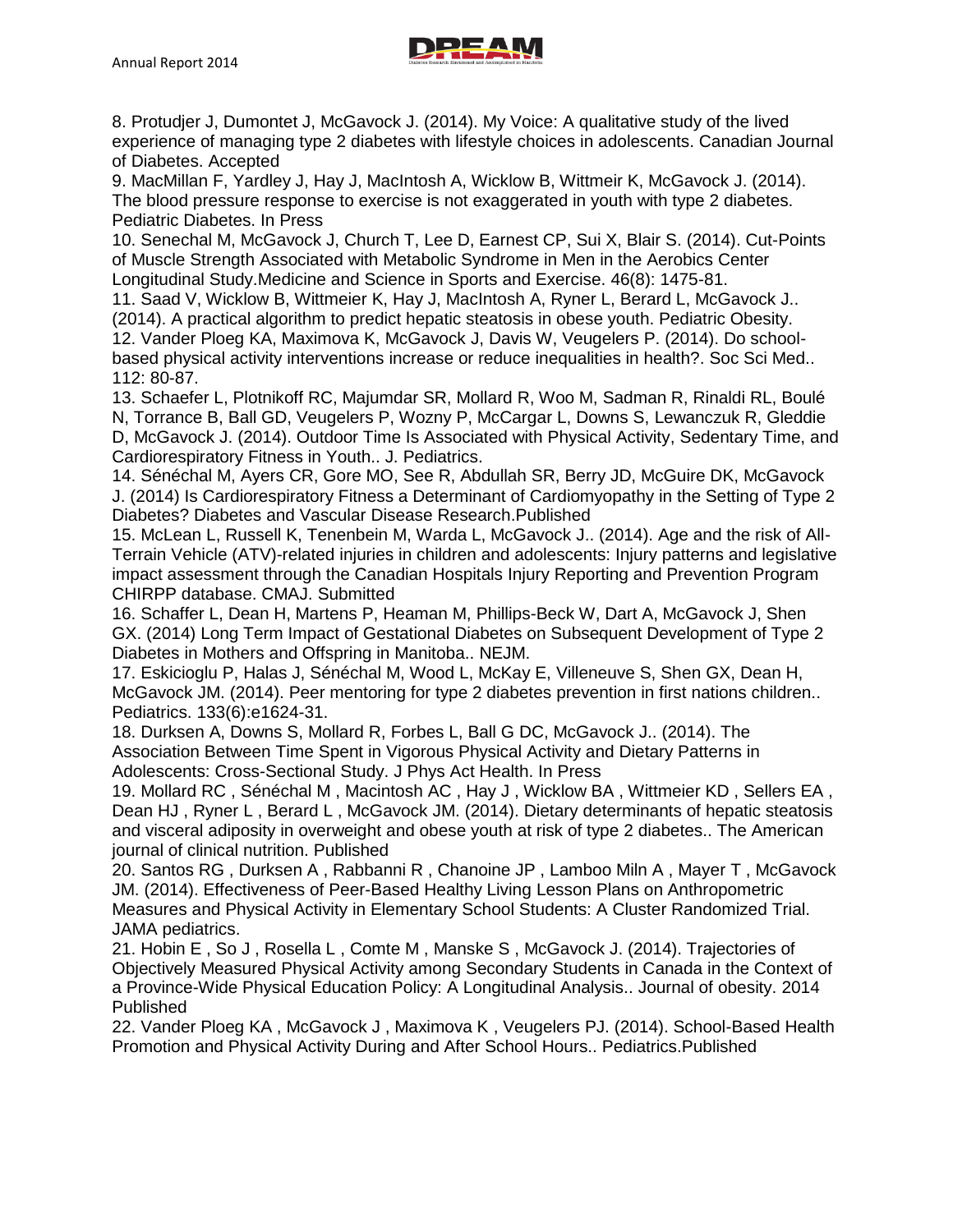8. Protudjer J, Dumontet J, McGavock J. (2014). My Voice: A qualitative study of the lived experience of managing type 2 diabetes with lifestyle choices in adolescents. Canadian Journal of Diabetes. Accepted

9. MacMillan F, Yardley J, Hay J, MacIntosh A, Wicklow B, Wittmeir K, McGavock J. (2014). The blood pressure response to exercise is not exaggerated in youth with type 2 diabetes. Pediatric Diabetes. In Press

10. Senechal M, McGavock J, Church T, Lee D, Earnest CP, Sui X, Blair S. (2014). Cut-Points of Muscle Strength Associated with Metabolic Syndrome in Men in the Aerobics Center Longitudinal Study.Medicine and Science in Sports and Exercise. 46(8): 1475-81.

11. Saad V, Wicklow B, Wittmeier K, Hay J, MacIntosh A, Ryner L, Berard L, McGavock J.. (2014). A practical algorithm to predict hepatic steatosis in obese youth. Pediatric Obesity.

12. Vander Ploeg KA, Maximova K, McGavock J, Davis W, Veugelers P. (2014). Do school-based physical activity interventions increase or reduce inequalities in health?. Soc Sci Med.. 112: 80-87.

13. Schaefer L, Plotnikoff RC, Majumdar SR, Mollard R, Woo M, Sadman R, Rinaldi RL, Boulé N, Torrance B, Ball GD, Veugelers P, Wozny P, McCargar L, Downs S, Lewanczuk R, Gleddie D, McGavock J. (2014). Outdoor Time Is Associated with Physical Activity, Sedentary Time, and Cardiorespiratory Fitness in Youth.. J. Pediatrics.

14. Sénéchal M, Ayers CR, Gore MO, See R, Abdullah SR, Berry JD, McGuire DK, McGavock J. (2014) Is Cardiorespiratory Fitness a Determinant of Cardiomyopathy in the Setting of Type 2 Diabetes? Diabetes and Vascular Disease Research.Published

15. McLean L, Russell K, Tenenbein M, Warda L, McGavock J.. (2014). Age and the risk of All-Terrain Vehicle (ATV)-related injuries in children and adolescents: Injury patterns and legislative impact assessment through the Canadian Hospitals Injury Reporting and Prevention Program CHIRPP database. CMAJ. Submitted

16. Schaffer L, Dean H, Martens P, Heaman M, Phillips-Beck W, Dart A, McGavock J, Shen GX. (2014) Long Term Impact of Gestational Diabetes on Subsequent Development of Type 2 Diabetes in Mothers and Offspring in Manitoba.. NEJM.

17. Eskicioglu P, Halas J, Sénéchal M, Wood L, McKay E, Villeneuve S, Shen GX, Dean H, McGavock JM. (2014). Peer mentoring for type 2 diabetes prevention in first nations children.. Pediatrics. 133(6):e1624-31.

18. Durksen A, Downs S, Mollard R, Forbes L, Ball G DC, McGavock J.. (2014). The Association Between Time Spent in Vigorous Physical Activity and Dietary Patterns in Adolescents: Cross-Sectional Study. J Phys Act Health. In Press

19. Mollard RC , Sénéchal M , Macintosh AC , Hay J , Wicklow BA , Wittmeier KD , Sellers EA , Dean HJ , Ryner L , Berard L , McGavock JM. (2014). Dietary determinants of hepatic steatosis and visceral adiposity in overweight and obese youth at risk of type 2 diabetes.. The American journal of clinical nutrition. Published

20. Santos RG , Durksen A , Rabbanni R , Chanoine JP , Lamboo Miln A , Mayer T , McGavock JM. (2014). Effectiveness of Peer-Based Healthy Living Lesson Plans on Anthropometric Measures and Physical Activity in Elementary School Students: A Cluster Randomized Trial. JAMA pediatrics.

21. Hobin E , So J , Rosella L , Comte M , Manske S , McGavock J. (2014). Trajectories of Objectively Measured Physical Activity among Secondary Students in Canada in the Context of a Province-Wide Physical Education Policy: A Longitudinal Analysis.. Journal of obesity. 2014 Published

22. Vander Ploeg KA , McGavock J , Maximova K , Veugelers PJ. (2014). School-Based Health Promotion and Physical Activity During and After School Hours.. Pediatrics.Published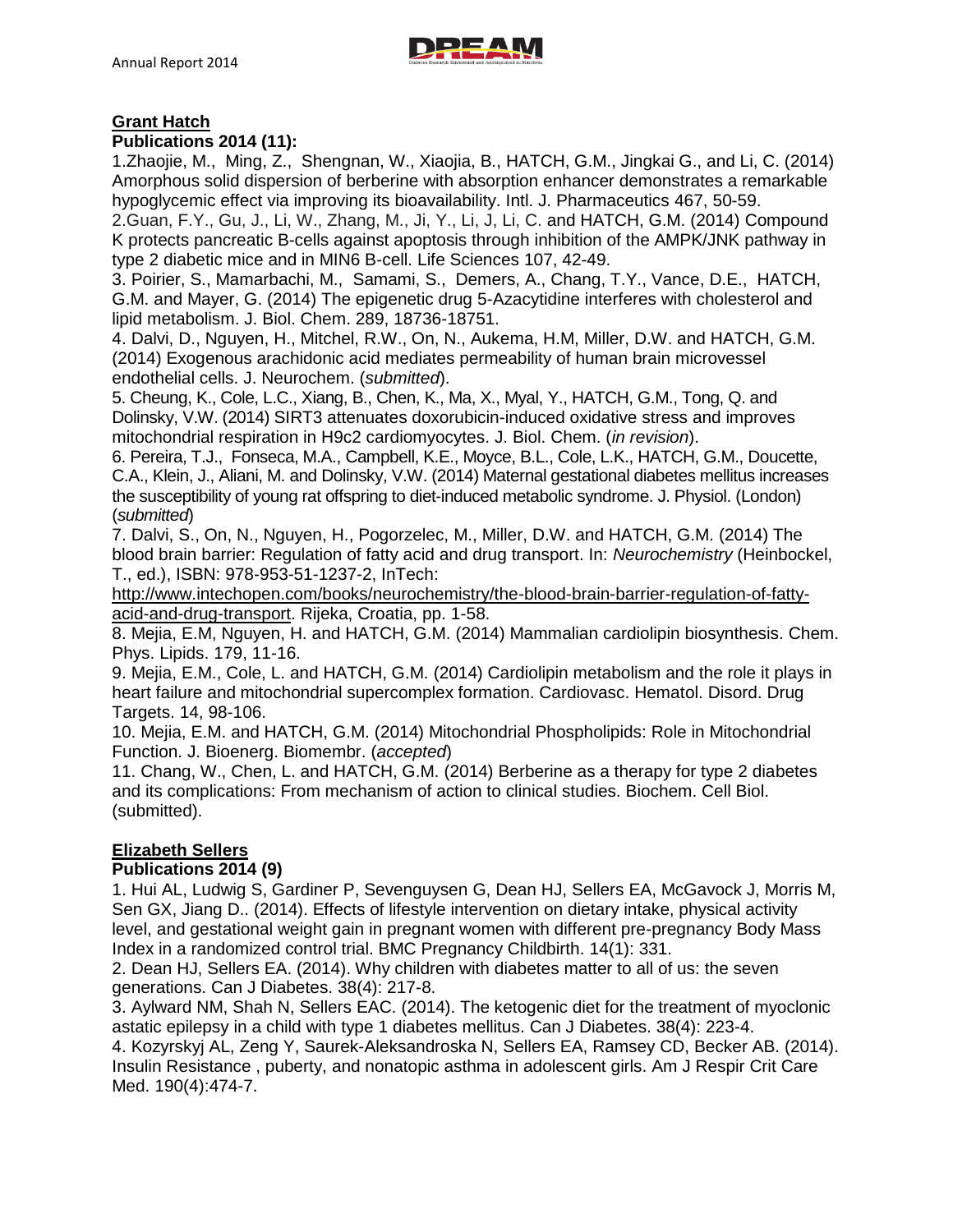**Grant Hatch**

**Publications 2014 (11):**

1.Zhaojie, M., Ming, Z., Shengnan, W., Xiaojia, B., HATCH, G.M., Jingkai G., and Li, C. (2014) Amorphous solid dispersion of berberine with absorption enhancer demonstrates a remarkable hypoglycemic effect via improving its bioavailability. Intl. J. Pharmaceutics 467, 50-59.

2.Guan, F.Y., Gu, J., Li, W., Zhang, M., Ji, Y., Li, J, Li, C. and HATCH, G.M. (2014) Compound K protects pancreatic B-cells against apoptosis through inhibition of the AMPK/JNK pathway in type 2 diabetic mice and in MIN6 B-cell. Life Sciences 107, 42-49.

3. Poirier, S., Mamarbachi, M., Samami, S., Demers, A., Chang, T.Y., Vance, D.E., HATCH, G.M. and Mayer, G. (2014) The epigenetic drug 5-Azacytidine interferes with cholesterol and lipid metabolism. J. Biol. Chem. 289, 18736-18751.

4. Dalvi, D., Nguyen, H., Mitchel, R.W., On, N., Aukema, H.M, Miller, D.W. and HATCH, G.M. (2014) Exogenous arachidonic acid mediates permeability of human brain microvessel endothelial cells. J. Neurochem. (*submitted*).

5. Cheung, K., Cole, L.C., Xiang, B., Chen, K., Ma, X., Myal, Y., HATCH, G.M., Tong, Q. and Dolinsky, V.W. (2014) SIRT3 attenuates doxorubicin-induced oxidative stress and improves mitochondrial respiration in H9c2 cardiomyocytes. J. Biol. Chem. (*in revision*).

6. Pereira, T.J., Fonseca, M.A., Campbell, K.E., Moyce, B.L., Cole, L.K., HATCH, G.M., Doucette, C.A., Klein, J., Aliani, M. and Dolinsky, V.W. (2014) Maternal gestational diabetes mellitus increases the susceptibility of young rat offspring to diet-induced metabolic syndrome. J. Physiol. (London) (*submitted*)

7. Dalvi, S., On, N., Nguyen, H., Pogorzelec, M., Miller, D.W. and HATCH, G.M. (2014) The blood brain barrier: Regulation of fatty acid and drug transport. In: *Neurochemistry* (Heinbockel, T., ed.), ISBN: 978-953-51-1237-2, InTech: http://www.intechopen.com/books/neurochemistry/the-blood-brain-barrier-regulation-of-fatty-acid-and-drug-transport. Rijeka, Croatia, pp. 1-58.

8. Mejia, E.M, Nguyen, H. and HATCH, G.M. (2014) Mammalian cardiolipin biosynthesis. Chem. Phys. Lipids. 179, 11-16.

9. Mejia, E.M., Cole, L. and HATCH, G.M. (2014) Cardiolipin metabolism and the role it plays in heart failure and mitochondrial supercomplex formation. Cardiovasc. Hematol. Disord. Drug Targets. 14, 98-106.

10. Mejia, E.M. and HATCH, G.M. (2014) Mitochondrial Phospholipids: Role in Mitochondrial Function. J. Bioenerg. Biomembr. (*accepted*)

11. Chang, W., Chen, L. and HATCH, G.M. (2014) Berberine as a therapy for type 2 diabetes and its complications: From mechanism of action to clinical studies. Biochem. Cell Biol. (submitted).

**Elizabeth Sellers**

**Publications 2014 (9)**

1. Hui AL, Ludwig S, Gardiner P, Sevenguysen G, Dean HJ, Sellers EA, McGavock J, Morris M, Sen GX, Jiang D.. (2014). Effects of lifestyle intervention on dietary intake, physical activity level, and gestational weight gain in pregnant women with different pre-pregnancy Body Mass Index in a randomized control trial. BMC Pregnancy Childbirth. 14(1): 331.

2. Dean HJ, Sellers EA. (2014). Why children with diabetes matter to all of us: the seven generations. Can J Diabetes. 38(4): 217-8.

3. Aylward NM, Shah N, Sellers EAC. (2014). The ketogenic diet for the treatment of myoclonic astatic epilepsy in a child with type 1 diabetes mellitus. Can J Diabetes. 38(4): 223-4.

4. Kozyrskyj AL, Zeng Y, Saurek-Aleksandroska N, Sellers EA, Ramsey CD, Becker AB. (2014). Insulin Resistance , puberty, and nonatopic asthma in adolescent girls. Am J Respir Crit Care Med. 190(4):474-7.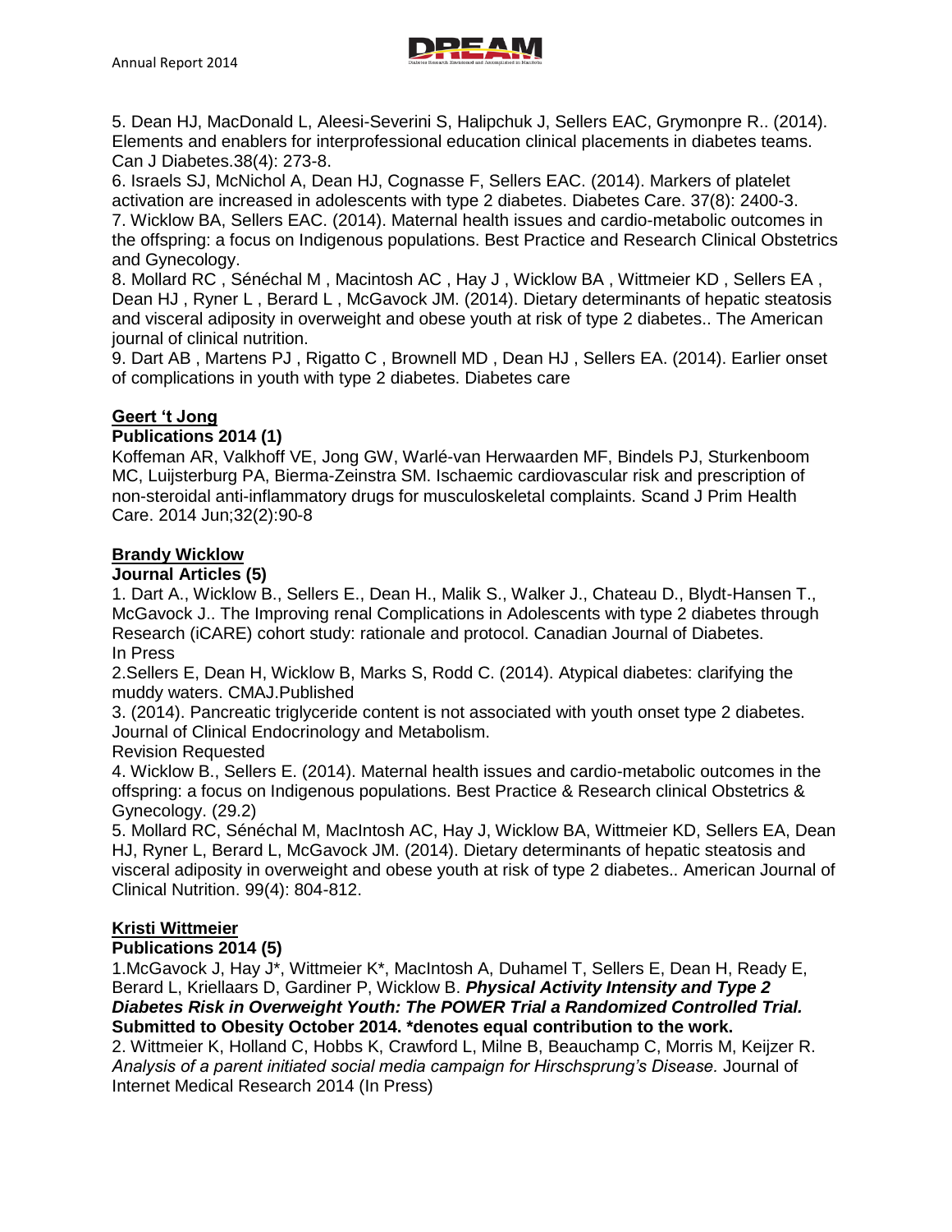5. Dean HJ, MacDonald L, Aleesi-Severini S, Halipchuk J, Sellers EAC, Grymonpre R.. (2014). Elements and enablers for interprofessional education clinical placements in diabetes teams. Can J Diabetes.38(4): 273-8.

6. Israels SJ, McNichol A, Dean HJ, Cognasse F, Sellers EAC. (2014). Markers of platelet activation are increased in adolescents with type 2 diabetes. Diabetes Care. 37(8): 2400-3.

7. Wicklow BA, Sellers EAC. (2014). Maternal health issues and cardio-metabolic outcomes in the offspring: a focus on Indigenous populations. Best Practice and Research Clinical Obstetrics and Gynecology.

8. Mollard RC , Sénéchal M , Macintosh AC , Hay J , Wicklow BA , Wittmeier KD , Sellers EA , Dean HJ , Ryner L , Berard L , McGavock JM. (2014). Dietary determinants of hepatic steatosis and visceral adiposity in overweight and obese youth at risk of type 2 diabetes.. The American journal of clinical nutrition.

9. Dart AB , Martens PJ , Rigatto C , Brownell MD , Dean HJ , Sellers EA. (2014). Earlier onset of complications in youth with type 2 diabetes. Diabetes care

**Geert 't Jong**

**Publications 2014 (1)**

Koffeman AR, Valkhoff VE, Jong GW, Warlé-van Herwaarden MF, Bindels PJ, Sturkenboom MC, Luijsterburg PA, Bierma-Zeinstra SM. Ischaemic cardiovascular risk and prescription of non-steroidal anti-inflammatory drugs for musculoskeletal complaints. Scand J Prim Health Care. 2014 Jun;32(2):90-8

**Brandy Wicklow**

**Journal Articles (5)**

1. Dart A., Wicklow B., Sellers E., Dean H., Malik S., Walker J., Chateau D., Blydt-Hansen T., McGavock J.. The Improving renal Complications in Adolescents with type 2 diabetes through Research (iCARE) cohort study: rationale and protocol. Canadian Journal of Diabetes. In Press

2.Sellers E, Dean H, Wicklow B, Marks S, Rodd C. (2014). Atypical diabetes: clarifying the muddy waters. CMAJ.Published

3. (2014). Pancreatic triglyceride content is not associated with youth onset type 2 diabetes. Journal of Clinical Endocrinology and Metabolism.
Revision Requested

4. Wicklow B., Sellers E. (2014). Maternal health issues and cardio-metabolic outcomes in the offspring: a focus on Indigenous populations. Best Practice & Research clinical Obstetrics & Gynecology. (29.2)

5. Mollard RC, Sénéchal M, MacIntosh AC, Hay J, Wicklow BA, Wittmeier KD, Sellers EA, Dean HJ, Ryner L, Berard L, McGavock JM. (2014). Dietary determinants of hepatic steatosis and visceral adiposity in overweight and obese youth at risk of type 2 diabetes.. American Journal of Clinical Nutrition. 99(4): 804-812.

**Kristi Wittmeier**

**Publications 2014 (5)**

1.McGavock J, Hay J*, Wittmeier K*, MacIntosh A, Duhamel T, Sellers E, Dean H, Ready E, Berard L, Kriellaars D, Gardiner P, Wicklow B. ***Physical Activity Intensity and Type 2 Diabetes Risk in Overweight Youth: The POWER Trial a Randomized Controlled Trial.*** **Submitted to Obesity October 2014. *denotes equal contribution to the work.**

2. Wittmeier K, Holland C, Hobbs K, Crawford L, Milne B, Beauchamp C, Morris M, Keijzer R. *Analysis of a parent initiated social media campaign for Hirschsprung's Disease.* Journal of Internet Medical Research 2014 (In Press)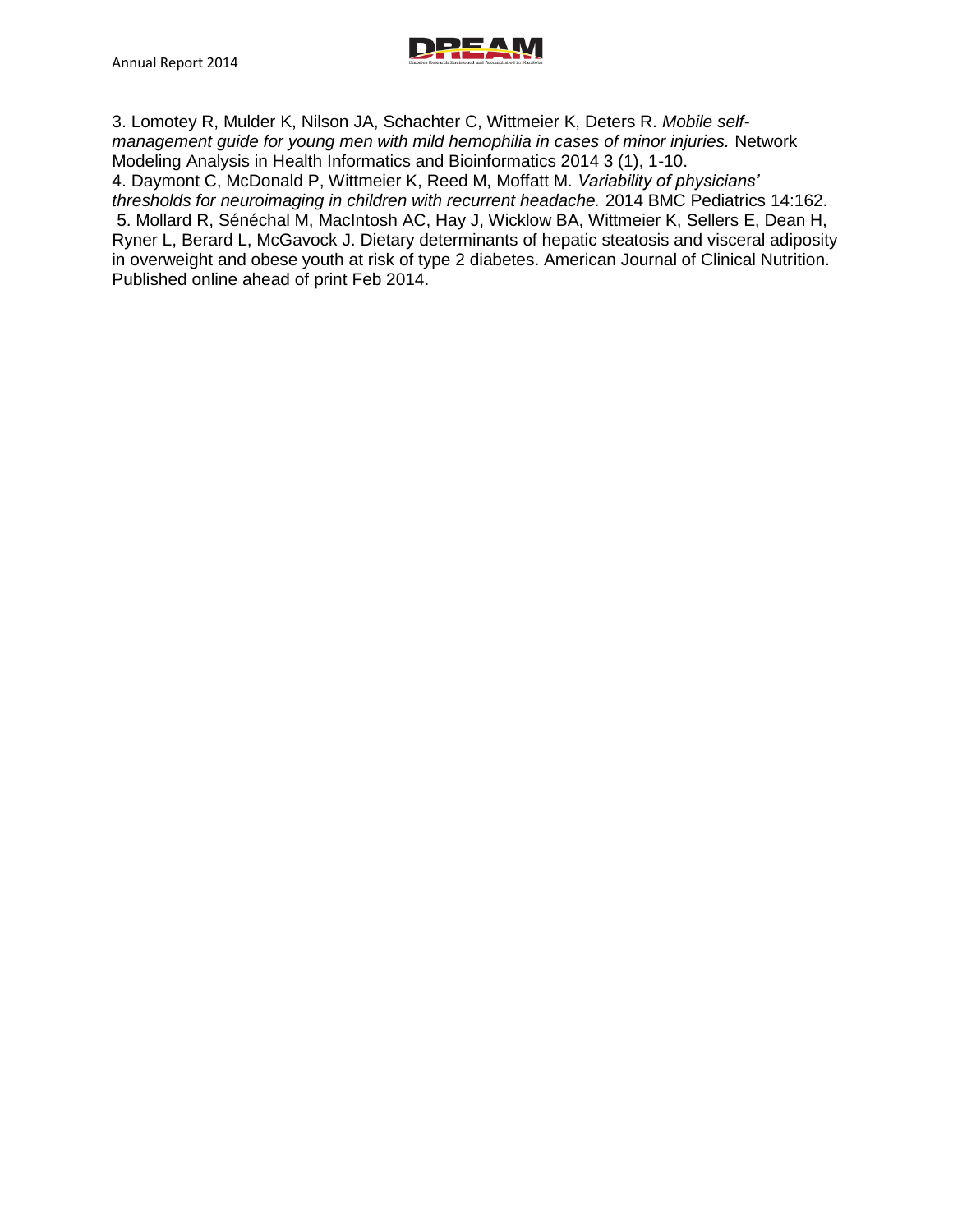3. Lomotey R, Mulder K, Nilson JA, Schachter C, Wittmeier K, Deters R. *Mobile self-management guide for young men with mild hemophilia in cases of minor injuries.* Network Modeling Analysis in Health Informatics and Bioinformatics 2014 3 (1), 1-10.
4. Daymont C, McDonald P, Wittmeier K, Reed M, Moffatt M. *Variability of physicians' thresholds for neuroimaging in children with recurrent headache.* 2014 BMC Pediatrics 14:162.
5. Mollard R, Sénéchal M, MacIntosh AC, Hay J, Wicklow BA, Wittmeier K, Sellers E, Dean H, Ryner L, Berard L, McGavock J. Dietary determinants of hepatic steatosis and visceral adiposity in overweight and obese youth at risk of type 2 diabetes. American Journal of Clinical Nutrition. Published online ahead of print Feb 2014.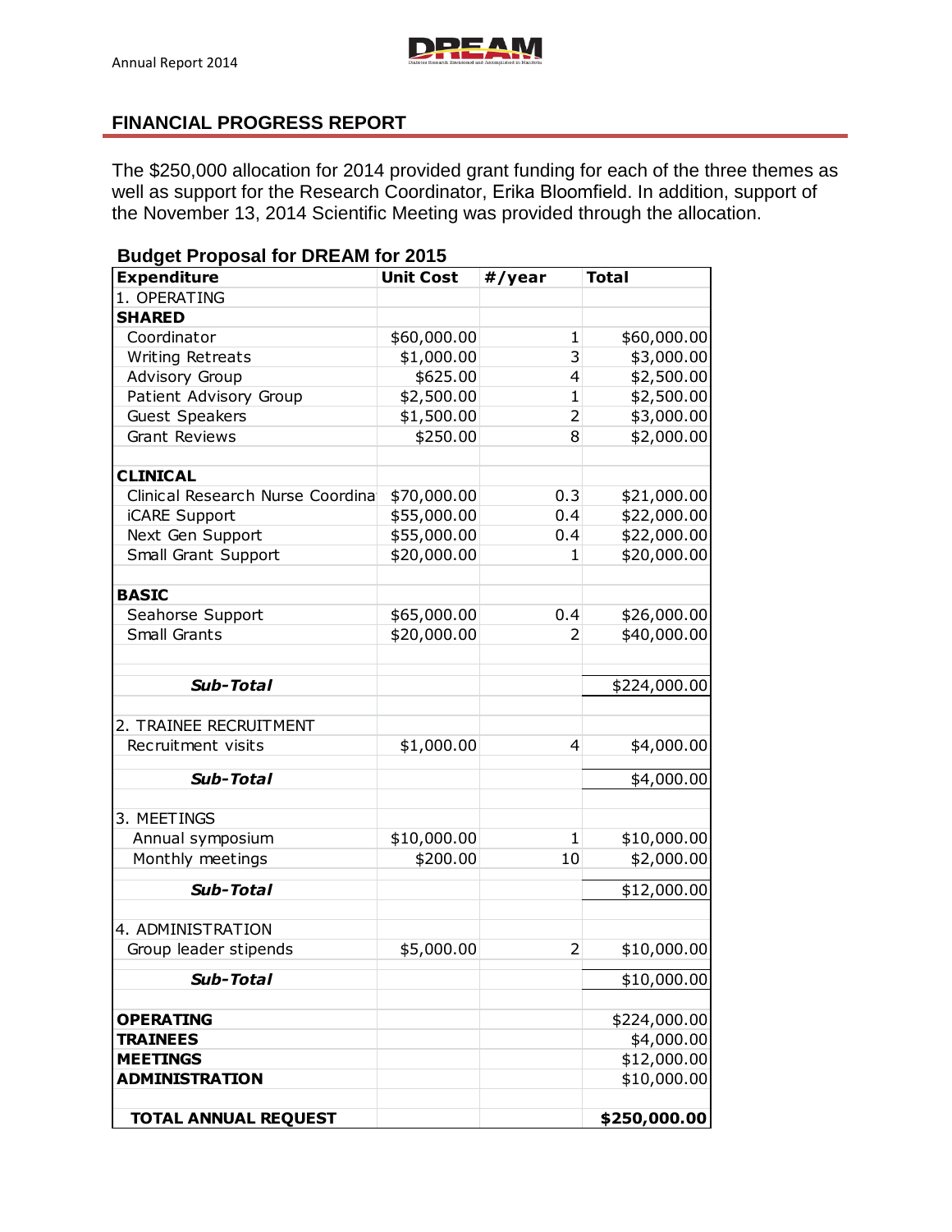## FINANCIAL PROGRESS REPORT

The $250,000 allocation for 2014 provided grant funding for each of the three themes as well as support for the Research Coordinator, Erika Bloomfield. In addition, support of the November 13, 2014 Scientific Meeting was provided through the allocation.

**Budget Proposal for DREAM for 2015**

| Expenditure | Unit Cost | #/year | Total |
|---|---|---|---|
| 1. OPERATING | | | |
| **SHARED** | | | |
| Coordinator | $60,000.00 | 1 | $60,000.00 |
| Writing Retreats | $1,000.00 | 3 | $3,000.00 |
| Advisory Group | $625.00 | 4 | $2,500.00 |
| Patient Advisory Group | $2,500.00 | 1 | $2,500.00 |
| Guest Speakers | $1,500.00 | 2 | $3,000.00 |
| Grant Reviews | $250.00 | 8 | $2,000.00 |
| | | | |
| **CLINICAL** | | | |
| Clinical Research Nurse Coordina | $70,000.00 | 0.3 | $21,000.00 |
| iCARE Support | $55,000.00 | 0.4 | $22,000.00 |
| Next Gen Support | $55,000.00 | 0.4 | $22,000.00 |
| Small Grant Support | $20,000.00 | 1 | $20,000.00 |
| | | | |
| **BASIC** | | | |
| Seahorse Support | $65,000.00 | 0.4 | $26,000.00 |
| Small Grants | $20,000.00 | 2 | $40,000.00 |
| | | | |
| ***Sub-Total*** | | | $224,000.00 |
| | | | |
| 2. TRAINEE RECRUITMENT | | | |
| Recruitment visits | $1,000.00 | 4 | $4,000.00 |
| ***Sub-Total*** | | | $4,000.00 |
| | | | |
| 3. MEETINGS | | | |
| Annual symposium | $10,000.00 | 1 | $10,000.00 |
| Monthly meetings | $200.00 | 10 | $2,000.00 |
| ***Sub-Total*** | | | $12,000.00 |
| | | | |
| 4. ADMINISTRATION | | | |
| Group leader stipends | $5,000.00 | 2 | $10,000.00 |
| ***Sub-Total*** | | | $10,000.00 |
| | | | |
| **OPERATING** | | | $224,000.00 |
| **TRAINEES** | | | $4,000.00 |
| **MEETINGS** | | | $12,000.00 |
| **ADMINISTRATION** | | | $10,000.00 |
| | | | |
| **TOTAL ANNUAL REQUEST** | | | **$250,000.00** |